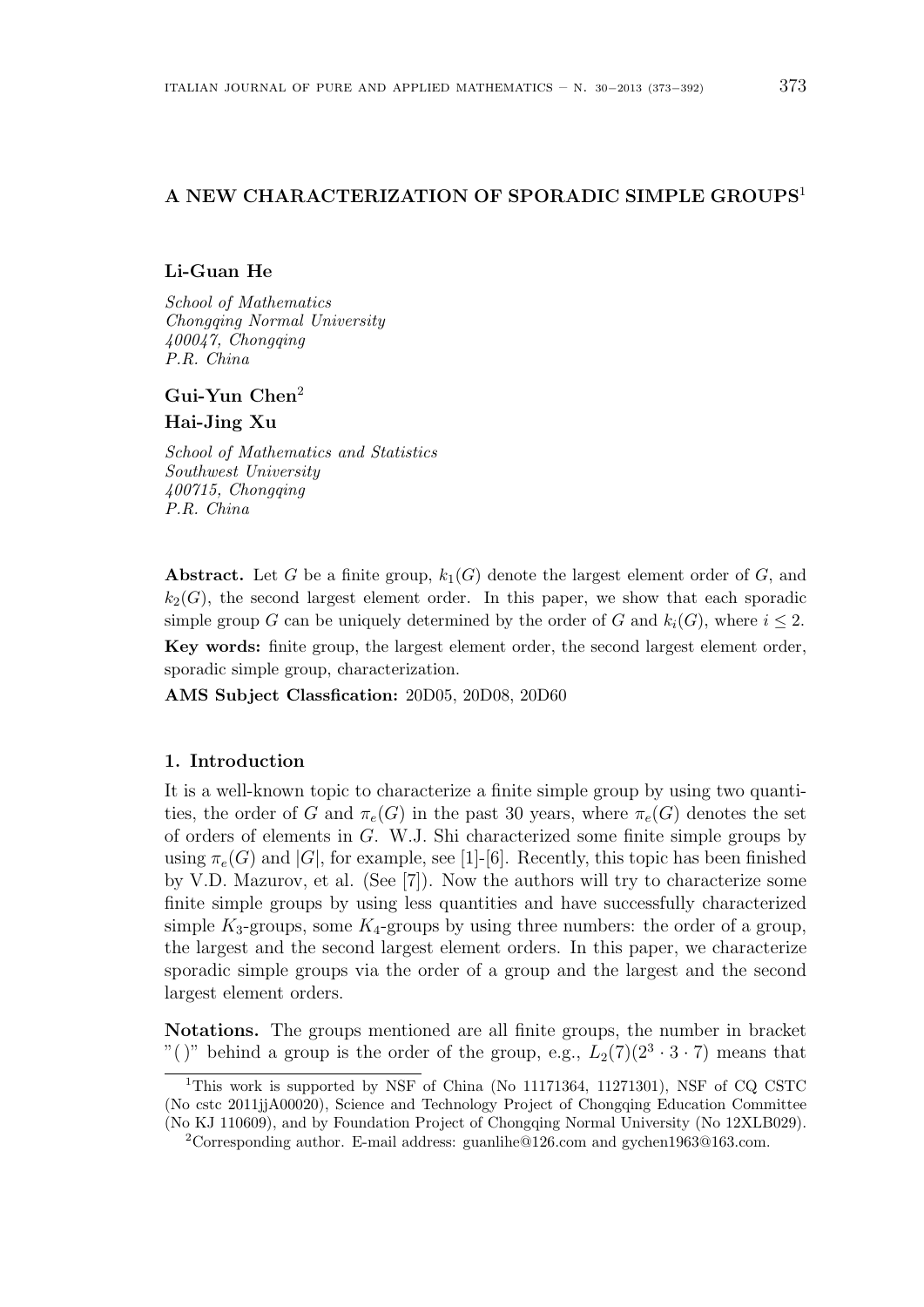# A NEW CHARACTERIZATION OF SPORADIC SIMPLE GROUPS[1]

**Li-Guan He**

*School of Mathematics*
*Chongqing Normal University*
*400047, Chongqing*
*P.R. China*

**Gui-Yun Chen**[2]

**Hai-Jing Xu**

*School of Mathematics and Statistics*
*Southwest University*
*400715, Chongqing*
*P.R. China*

**Abstract.** Let $G$ be a finite group, $k_1(G)$ denote the largest element order of $G$, and $k_2(G)$, the second largest element order. In this paper, we show that each sporadic simple group $G$ can be uniquely determined by the order of $G$ and $k_i(G)$, where $i \leq 2$.

**Key words:** finite group, the largest element order, the second largest element order, sporadic simple group, characterization.

**AMS Subject Classfication:** 20D05, 20D08, 20D60

## 1. Introduction

It is a well-known topic to characterize a finite simple group by using two quantities, the order of $G$ and $\pi_e(G)$ in the past 30 years, where $\pi_e(G)$ denotes the set of orders of elements in $G$. W.J. Shi characterized some finite simple groups by using $\pi_e(G)$ and $|G|$, for example, see [1]-[6]. Recently, this topic has been finished by V.D. Mazurov, et al. (See [7]). Now the authors will try to characterize some finite simple groups by using less quantities and have successfully characterized simple $K_3$-groups, some $K_4$-groups by using three numbers: the order of a group, the largest and the second largest element orders. In this paper, we characterize sporadic simple groups via the order of a group and the largest and the second largest element orders.

**Notations.** The groups mentioned are all finite groups, the number in bracket "( )" behind a group is the order of the group, e.g., $L_2(7)(2^3 \cdot 3 \cdot 7)$ means that

---

[1] This work is supported by NSF of China (No 11171364, 11271301), NSF of CQ CSTC (No cstc 2011jjA00020), Science and Technology Project of Chongqing Education Committee (No KJ 110609), and by Foundation Project of Chongqing Normal University (No 12XLB029).

[2] Corresponding author. E-mail address: guanlihe@126.com and gychen1963@163.com.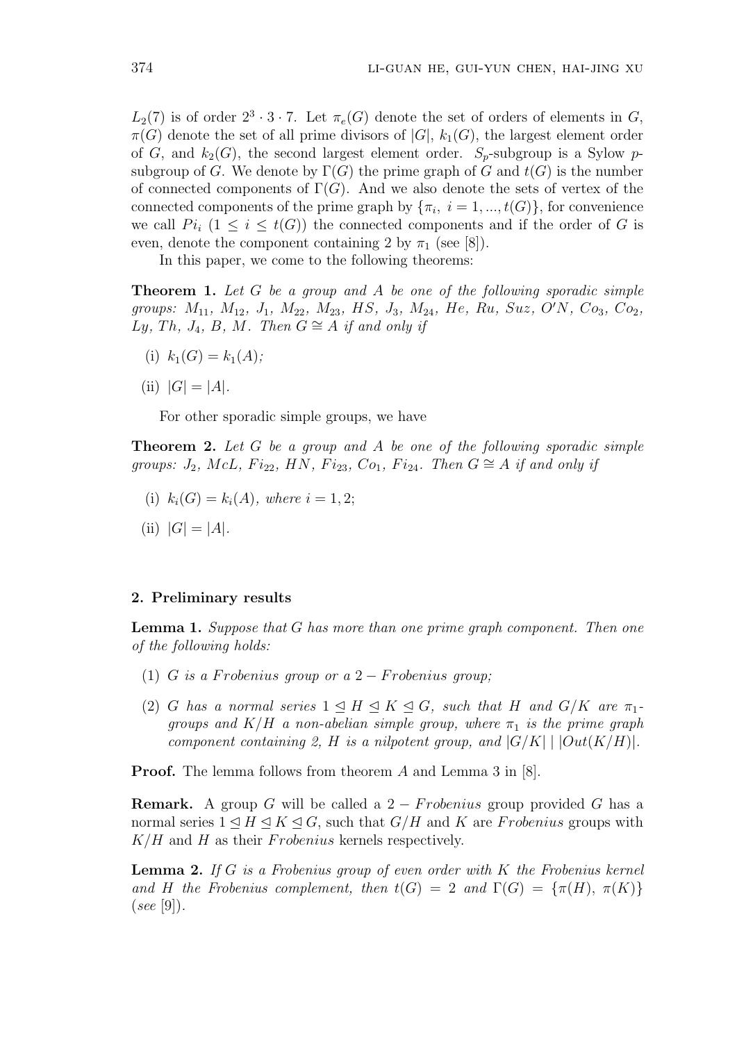$L_2(7)$ is of order $2^3 \cdot 3 \cdot 7$. Let $\pi_e(G)$ denote the set of orders of elements in $G$, $\pi(G)$ denote the set of all prime divisors of $|G|$, $k_1(G)$, the largest element order of $G$, and $k_2(G)$, the second largest element order. $S_p$-subgroup is a Sylow $p$-subgroup of $G$. We denote by $\Gamma(G)$ the prime graph of $G$ and $t(G)$ is the number of connected components of $\Gamma(G)$. And we also denote the sets of vertex of the connected components of the prime graph by $\{\pi_i,\ i = 1, ..., t(G)\}$, for convenience we call $Pi_i$ $(1 \leq i \leq t(G))$ the connected components and if the order of $G$ is even, denote the component containing 2 by $\pi_1$ (see [8]).

In this paper, we come to the following theorems:

**Theorem 1.** *Let $G$ be a group and $A$ be one of the following sporadic simple groups: $M_{11}$, $M_{12}$, $J_1$, $M_{22}$, $M_{23}$, $HS$, $J_3$, $M_{24}$, $He$, $Ru$, $Suz$, $O'N$, $Co_3$, $Co_2$, $Ly$, $Th$, $J_4$, $B$, $M$. Then $G \cong A$ if and only if*

(i) $k_1(G) = k_1(A)$;

(ii) $|G| = |A|$.

For other sporadic simple groups, we have

**Theorem 2.** *Let $G$ be a group and $A$ be one of the following sporadic simple groups: $J_2$, $McL$, $Fi_{22}$, $HN$, $Fi_{23}$, $Co_1$, $Fi_{24}$. Then $G \cong A$ if and only if*

(i) $k_i(G) = k_i(A)$, *where* $i = 1, 2$;

(ii) $|G| = |A|$.

## 2. Preliminary results

**Lemma 1.** *Suppose that $G$ has more than one prime graph component. Then one of the following holds:*

(1) *$G$ is a $Frobenius$ group or a $2 - Frobenius$ group;*

(2) *$G$ has a normal series $1 \trianglelefteq H \trianglelefteq K \trianglelefteq G$, such that $H$ and $G/K$ are $\pi_1$-groups and $K/H$ a non-abelian simple group, where $\pi_1$ is the prime graph component containing 2, $H$ is a nilpotent group, and $|G/K| \mid |Out(K/H)|$.*

**Proof.** The lemma follows from theorem $A$ and Lemma 3 in [8].

**Remark.** A group $G$ will be called a $2 - Frobenius$ group provided $G$ has a normal series $1 \trianglelefteq H \trianglelefteq K \trianglelefteq G$, such that $G/H$ and $K$ are $Frobenius$ groups with $K/H$ and $H$ as their $Frobenius$ kernels respectively.

**Lemma 2.** *If $G$ is a Frobenius group of even order with $K$ the Frobenius kernel and $H$ the Frobenius complement, then $t(G) = 2$ and $\Gamma(G) = \{\pi(H),\ \pi(K)\}$ (see [9]).*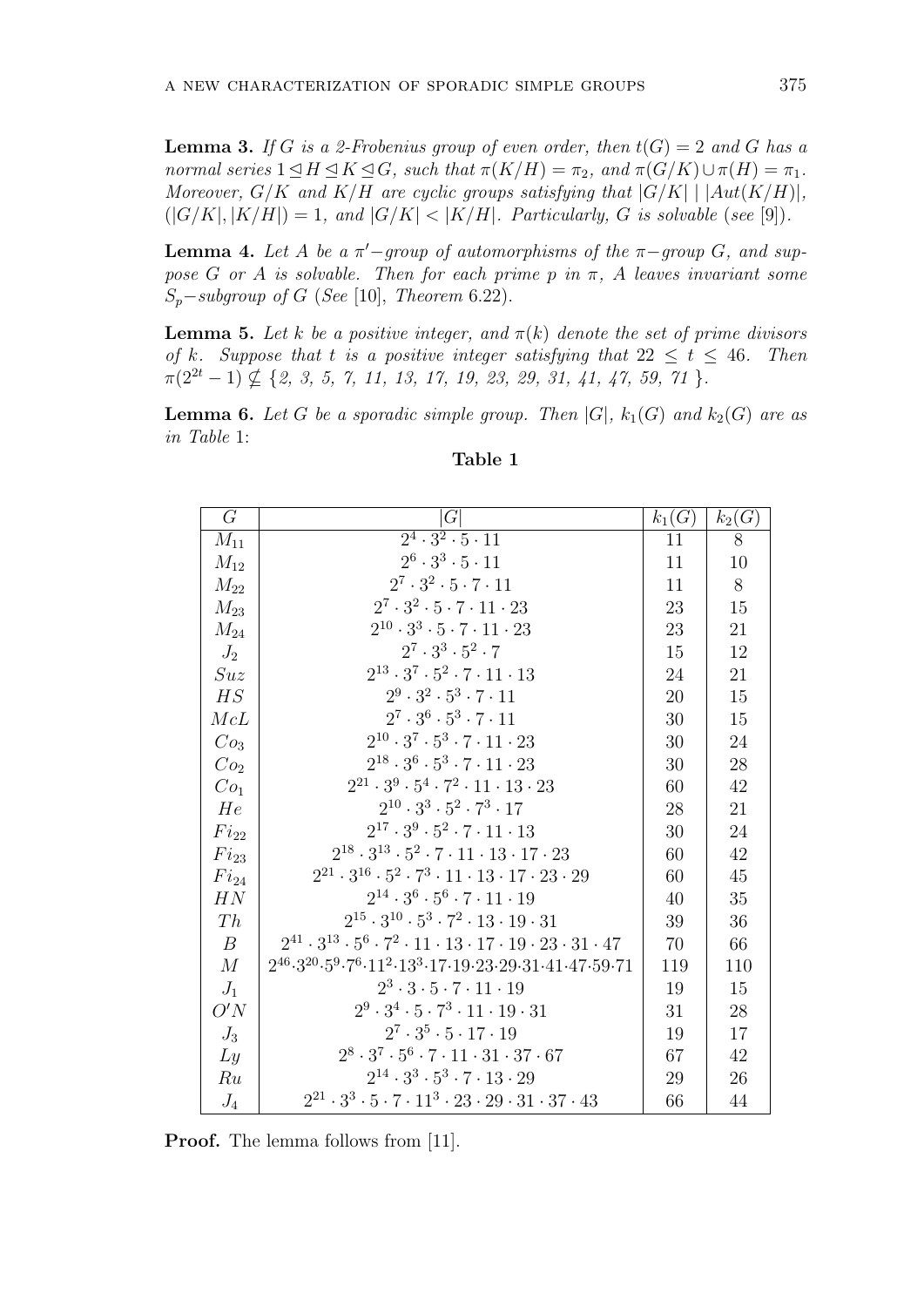**Lemma 3.** *If $G$ is a 2-Frobenius group of even order, then $t(G) = 2$ and $G$ has a normal series $1 \trianglelefteq H \trianglelefteq K \trianglelefteq G$, such that $\pi(K/H) = \pi_2$, and $\pi(G/K) \cup \pi(H) = \pi_1$. Moreover, $G/K$ and $K/H$ are cyclic groups satisfying that $|G/K| \mid |Aut(K/H)|$, $(|G/K|, |K/H|) = 1$, and $|G/K| < |K/H|$. Particularly, $G$ is solvable* (*see* [9]).

**Lemma 4.** *Let $A$ be a $\pi'$−group of automorphisms of the $\pi$−group $G$, and suppose $G$ or $A$ is solvable. Then for each prime $p$ in $\pi$, $A$ leaves invariant some $S_p$−subgroup of $G$* (*See* [10], *Theorem* 6.22).

**Lemma 5.** *Let $k$ be a positive integer, and $\pi(k)$ denote the set of prime divisors of $k$. Suppose that $t$ is a positive integer satisfying that $22 \leq t \leq 46$. Then $\pi(2^{2t} - 1) \nsubseteq \{2, 3, 5, 7, 11, 13, 17, 19, 23, 29, 31, 41, 47, 59, 71\}$.*

**Lemma 6.** *Let $G$ be a sporadic simple group. Then $|G|$, $k_1(G)$ and $k_2(G)$ are as in Table* 1:

**Table 1**

| $G$ | $\|G\|$ | $k_1(G)$ | $k_2(G)$ |
|---|---|---|---|
| $M_{11}$ | $2^4 \cdot 3^2 \cdot 5 \cdot 11$ | 11 | 8 |
| $M_{12}$ | $2^6 \cdot 3^3 \cdot 5 \cdot 11$ | 11 | 10 |
| $M_{22}$ | $2^7 \cdot 3^2 \cdot 5 \cdot 7 \cdot 11$ | 11 | 8 |
| $M_{23}$ | $2^7 \cdot 3^2 \cdot 5 \cdot 7 \cdot 11 \cdot 23$ | 23 | 15 |
| $M_{24}$ | $2^{10} \cdot 3^3 \cdot 5 \cdot 7 \cdot 11 \cdot 23$ | 23 | 21 |
| $J_2$ | $2^7 \cdot 3^3 \cdot 5^2 \cdot 7$ | 15 | 12 |
| $Suz$ | $2^{13} \cdot 3^7 \cdot 5^2 \cdot 7 \cdot 11 \cdot 13$ | 24 | 21 |
| $HS$ | $2^9 \cdot 3^2 \cdot 5^3 \cdot 7 \cdot 11$ | 20 | 15 |
| $McL$ | $2^7 \cdot 3^6 \cdot 5^3 \cdot 7 \cdot 11$ | 30 | 15 |
| $Co_3$ | $2^{10} \cdot 3^7 \cdot 5^3 \cdot 7 \cdot 11 \cdot 23$ | 30 | 24 |
| $Co_2$ | $2^{18} \cdot 3^6 \cdot 5^3 \cdot 7 \cdot 11 \cdot 23$ | 30 | 28 |
| $Co_1$ | $2^{21} \cdot 3^9 \cdot 5^4 \cdot 7^2 \cdot 11 \cdot 13 \cdot 23$ | 60 | 42 |
| $He$ | $2^{10} \cdot 3^3 \cdot 5^2 \cdot 7^3 \cdot 17$ | 28 | 21 |
| $Fi_{22}$ | $2^{17} \cdot 3^9 \cdot 5^2 \cdot 7 \cdot 11 \cdot 13$ | 30 | 24 |
| $Fi_{23}$ | $2^{18} \cdot 3^{13} \cdot 5^2 \cdot 7 \cdot 11 \cdot 13 \cdot 17 \cdot 23$ | 60 | 42 |
| $Fi_{24}$ | $2^{21} \cdot 3^{16} \cdot 5^2 \cdot 7^3 \cdot 11 \cdot 13 \cdot 17 \cdot 23 \cdot 29$ | 60 | 45 |
| $HN$ | $2^{14} \cdot 3^6 \cdot 5^6 \cdot 7 \cdot 11 \cdot 19$ | 40 | 35 |
| $Th$ | $2^{15} \cdot 3^{10} \cdot 5^3 \cdot 7^2 \cdot 13 \cdot 19 \cdot 31$ | 39 | 36 |
| $B$ | $2^{41} \cdot 3^{13} \cdot 5^6 \cdot 7^2 \cdot 11 \cdot 13 \cdot 17 \cdot 19 \cdot 23 \cdot 31 \cdot 47$ | 70 | 66 |
| $M$ | $2^{46} \cdot 3^{20} \cdot 5^9 \cdot 7^6 \cdot 11^2 \cdot 13^3 \cdot 17 \cdot 19 \cdot 23 \cdot 29 \cdot 31 \cdot 41 \cdot 47 \cdot 59 \cdot 71$ | 119 | 110 |
| $J_1$ | $2^3 \cdot 3 \cdot 5 \cdot 7 \cdot 11 \cdot 19$ | 19 | 15 |
| $O'N$ | $2^9 \cdot 3^4 \cdot 5 \cdot 7^3 \cdot 11 \cdot 19 \cdot 31$ | 31 | 28 |
| $J_3$ | $2^7 \cdot 3^5 \cdot 5 \cdot 17 \cdot 19$ | 19 | 17 |
| $Ly$ | $2^8 \cdot 3^7 \cdot 5^6 \cdot 7 \cdot 11 \cdot 31 \cdot 37 \cdot 67$ | 67 | 42 |
| $Ru$ | $2^{14} \cdot 3^3 \cdot 5^3 \cdot 7 \cdot 13 \cdot 29$ | 29 | 26 |
| $J_4$ | $2^{21} \cdot 3^3 \cdot 5 \cdot 7 \cdot 11^3 \cdot 23 \cdot 29 \cdot 31 \cdot 37 \cdot 43$ | 66 | 44 |

**Proof.** The lemma follows from [11].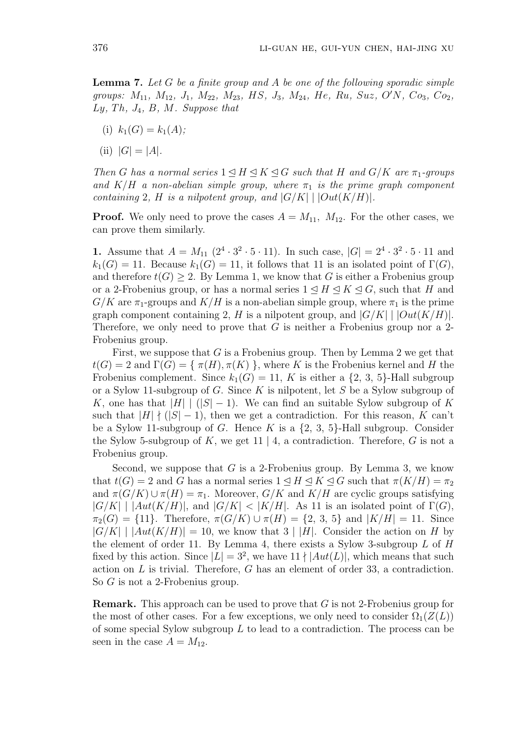**Lemma 7.** *Let $G$ be a finite group and $A$ be one of the following sporadic simple groups: $M_{11}$, $M_{12}$, $J_1$, $M_{22}$, $M_{23}$, $HS$, $J_3$, $M_{24}$, $He$, $Ru$, $Suz$, $O'N$, $Co_3$, $Co_2$, $Ly$, $Th$, $J_4$, $B$, $M$. Suppose that*

(i) $k_1(G) = k_1(A)$;

(ii) $|G| = |A|$.

*Then $G$ has a normal series $1 \trianglelefteq H \trianglelefteq K \trianglelefteq G$ such that $H$ and $G/K$ are $\pi_1$-groups and $K/H$ a non-abelian simple group, where $\pi_1$ is the prime graph component containing 2, $H$ is a nilpotent group, and $|G/K| \mid |Out(K/H)|$.*

**Proof.** We only need to prove the cases $A = M_{11}$, $M_{12}$. For the other cases, we can prove them similarly.

**1.** Assume that $A = M_{11}$ $(2^4 \cdot 3^2 \cdot 5 \cdot 11)$. In such case, $|G| = 2^4 \cdot 3^2 \cdot 5 \cdot 11$ and $k_1(G) = 11$. Because $k_1(G) = 11$, it follows that 11 is an isolated point of $\Gamma(G)$, and therefore $t(G) \geq 2$. By Lemma 1, we know that $G$ is either a Frobenius group or a 2-Frobenius group, or has a normal series $1 \trianglelefteq H \trianglelefteq K \trianglelefteq G$, such that $H$ and $G/K$ are $\pi_1$-groups and $K/H$ is a non-abelian simple group, where $\pi_1$ is the prime graph component containing 2, $H$ is a nilpotent group, and $|G/K| \mid |Out(K/H)|$. Therefore, we only need to prove that $G$ is neither a Frobenius group nor a 2-Frobenius group.

First, we suppose that $G$ is a Frobenius group. Then by Lemma 2 we get that $t(G) = 2$ and $\Gamma(G) = \{ \pi(H), \pi(K) \}$, where $K$ is the Frobenius kernel and $H$ the Frobenius complement. Since $k_1(G) = 11$, $K$ is either a $\{2, 3, 5\}$-Hall subgroup or a Sylow 11-subgroup of $G$. Since $K$ is nilpotent, let $S$ be a Sylow subgroup of $K$, one has that $|H| \mid (|S| - 1)$. We can find an suitable Sylow subgroup of $K$ such that $|H| \nmid (|S| - 1)$, then we get a contradiction. For this reason, $K$ can't be a Sylow 11-subgroup of $G$. Hence $K$ is a $\{2, 3, 5\}$-Hall subgroup. Consider the Sylow 5-subgroup of $K$, we get $11 \mid 4$, a contradiction. Therefore, $G$ is not a Frobenius group.

Second, we suppose that $G$ is a 2-Frobenius group. By Lemma 3, we know that $t(G) = 2$ and $G$ has a normal series $1 \trianglelefteq H \trianglelefteq K \trianglelefteq G$ such that $\pi(K/H) = \pi_2$ and $\pi(G/K) \cup \pi(H) = \pi_1$. Moreover, $G/K$ and $K/H$ are cyclic groups satisfying $|G/K| \mid |Aut(K/H)|$, and $|G/K| < |K/H|$. As 11 is an isolated point of $\Gamma(G)$, $\pi_2(G) = \{11\}$. Therefore, $\pi(G/K) \cup \pi(H) = \{2, 3, 5\}$ and $|K/H| = 11$. Since $|G/K| \mid |Aut(K/H)| = 10$, we know that $3 \mid |H|$. Consider the action on $H$ by the element of order 11. By Lemma 4, there exists a Sylow 3-subgroup $L$ of $H$ fixed by this action. Since $|L| = 3^2$, we have $11 \nmid |Aut(L)|$, which means that such action on $L$ is trivial. Therefore, $G$ has an element of order 33, a contradiction. So $G$ is not a 2-Frobenius group.

**Remark.** This approach can be used to prove that $G$ is not 2-Frobenius group for the most of other cases. For a few exceptions, we only need to consider $\Omega_1(Z(L))$ of some special Sylow subgroup $L$ to lead to a contradiction. The process can be seen in the case $A = M_{12}$.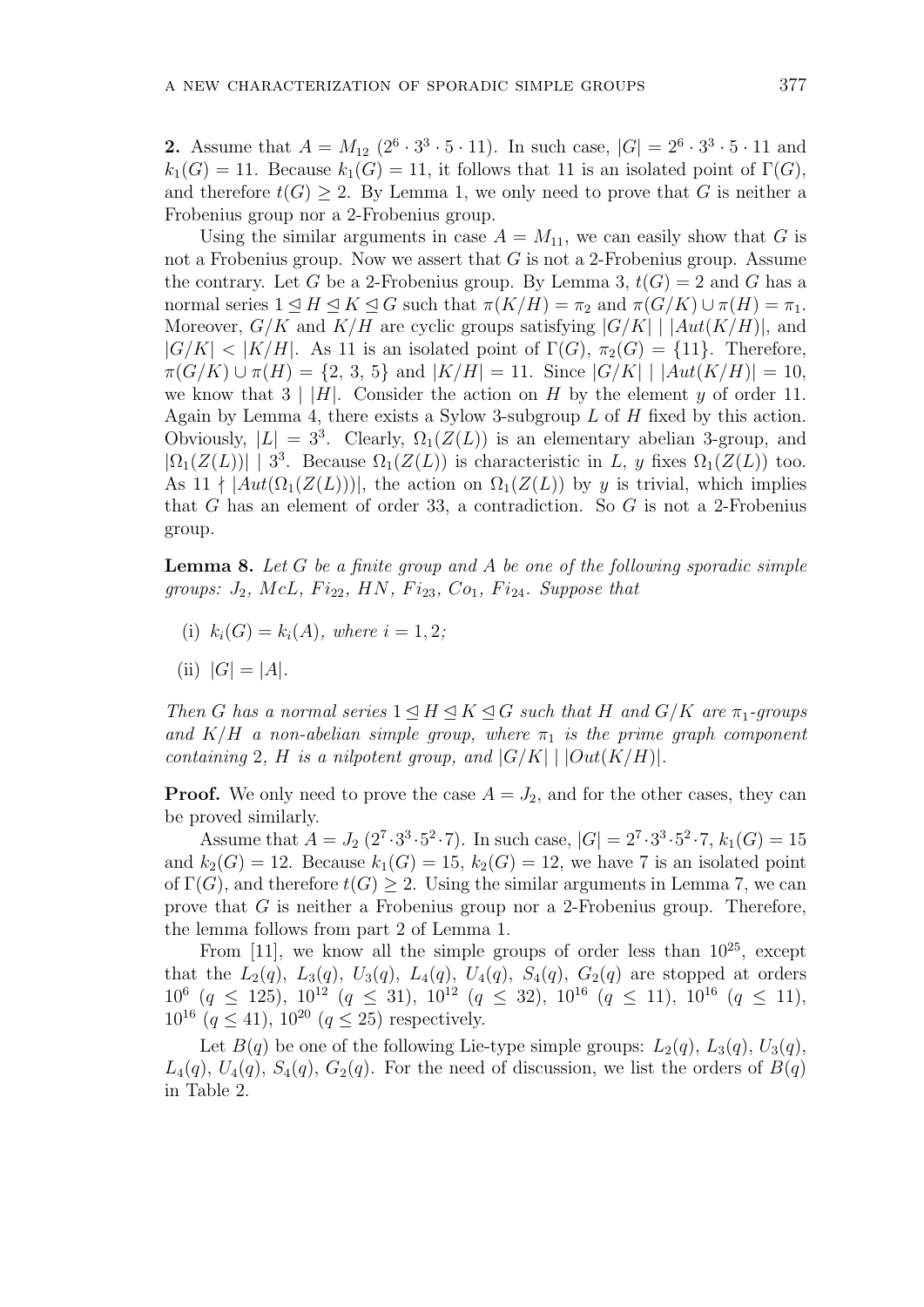**2.** Assume that $A = M_{12}$ $(2^6 \cdot 3^3 \cdot 5 \cdot 11)$. In such case, $|G| = 2^6 \cdot 3^3 \cdot 5 \cdot 11$ and $k_1(G) = 11$. Because $k_1(G) = 11$, it follows that 11 is an isolated point of $\Gamma(G)$, and therefore $t(G) \geq 2$. By Lemma 1, we only need to prove that $G$ is neither a Frobenius group nor a 2-Frobenius group.

Using the similar arguments in case $A = M_{11}$, we can easily show that $G$ is not a Frobenius group. Now we assert that $G$ is not a 2-Frobenius group. Assume the contrary. Let $G$ be a 2-Frobenius group. By Lemma 3, $t(G) = 2$ and $G$ has a normal series $1 \trianglelefteq H \trianglelefteq K \trianglelefteq G$ such that $\pi(K/H) = \pi_2$ and $\pi(G/K) \cup \pi(H) = \pi_1$. Moreover, $G/K$ and $K/H$ are cyclic groups satisfying $|G/K| \mid |Aut(K/H)|$, and $|G/K| < |K/H|$. As 11 is an isolated point of $\Gamma(G)$, $\pi_2(G) = \{11\}$. Therefore, $\pi(G/K) \cup \pi(H) = \{2, 3, 5\}$ and $|K/H| = 11$. Since $|G/K| \mid |Aut(K/H)| = 10$, we know that $3 \mid |H|$. Consider the action on $H$ by the element $y$ of order 11. Again by Lemma 4, there exists a Sylow 3-subgroup $L$ of $H$ fixed by this action. Obviously, $|L| = 3^3$. Clearly, $\Omega_1(Z(L))$ is an elementary abelian 3-group, and $|\Omega_1(Z(L))| \mid 3^3$. Because $\Omega_1(Z(L))$ is characteristic in $L$, $y$ fixes $\Omega_1(Z(L))$ too. As $11 \nmid |Aut(\Omega_1(Z(L)))|$, the action on $\Omega_1(Z(L))$ by $y$ is trivial, which implies that $G$ has an element of order 33, a contradiction. So $G$ is not a 2-Frobenius group.

**Lemma 8.** *Let $G$ be a finite group and $A$ be one of the following sporadic simple groups: $J_2$, $McL$, $Fi_{22}$, $HN$, $Fi_{23}$, $Co_1$, $Fi_{24}$. Suppose that*

(i) *$k_i(G) = k_i(A)$, where $i = 1, 2$;*

(ii) *$|G| = |A|$.*

*Then $G$ has a normal series $1 \trianglelefteq H \trianglelefteq K \trianglelefteq G$ such that $H$ and $G/K$ are $\pi_1$-groups and $K/H$ a non-abelian simple group, where $\pi_1$ is the prime graph component containing 2, $H$ is a nilpotent group, and $|G/K| \mid |Out(K/H)|$.*

**Proof.** We only need to prove the case $A = J_2$, and for the other cases, they can be proved similarly.

Assume that $A = J_2$ $(2^7 \cdot 3^3 \cdot 5^2 \cdot 7)$. In such case, $|G| = 2^7 \cdot 3^3 \cdot 5^2 \cdot 7$, $k_1(G) = 15$ and $k_2(G) = 12$. Because $k_1(G) = 15$, $k_2(G) = 12$, we have 7 is an isolated point of $\Gamma(G)$, and therefore $t(G) \geq 2$. Using the similar arguments in Lemma 7, we can prove that $G$ is neither a Frobenius group nor a 2-Frobenius group. Therefore, the lemma follows from part 2 of Lemma 1.

From [11], we know all the simple groups of order less than $10^{25}$, except that the $L_2(q)$, $L_3(q)$, $U_3(q)$, $L_4(q)$, $U_4(q)$, $S_4(q)$, $G_2(q)$ are stopped at orders $10^6$ $(q \leq 125)$, $10^{12}$ $(q \leq 31)$, $10^{12}$ $(q \leq 32)$, $10^{16}$ $(q \leq 11)$, $10^{16}$ $(q \leq 11)$, $10^{16}$ $(q \leq 41)$, $10^{20}$ $(q \leq 25)$ respectively.

Let $B(q)$ be one of the following Lie-type simple groups: $L_2(q)$, $L_3(q)$, $U_3(q)$, $L_4(q)$, $U_4(q)$, $S_4(q)$, $G_2(q)$. For the need of discussion, we list the orders of $B(q)$ in Table 2.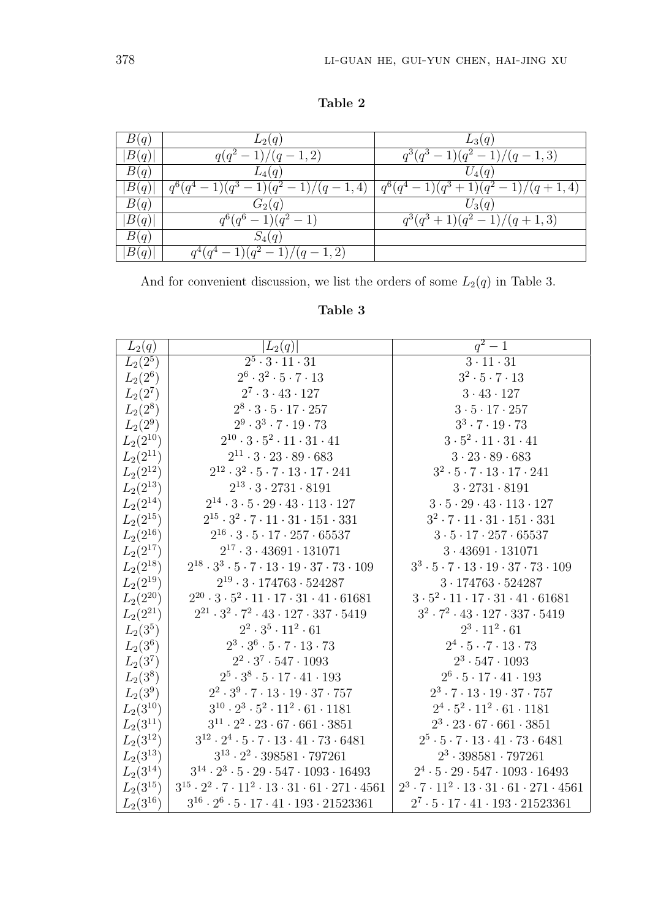**Table 2**

| $B(q)$ | $L_2(q)$ | $L_3(q)$ |
|---|---|---|
| $\|B(q)\|$ | $q(q^2-1)/(q-1,2)$ | $q^3(q^3-1)(q^2-1)/(q-1,3)$ |
| $B(q)$ | $L_4(q)$ | $U_4(q)$ |
| $\|B(q)\|$ | $q^6(q^4-1)(q^3-1)(q^2-1)/(q-1,4)$ | $q^6(q^4-1)(q^3+1)(q^2-1)/(q+1,4)$ |
| $B(q)$ | $G_2(q)$ | $U_3(q)$ |
| $\|B(q)\|$ | $q^6(q^6-1)(q^2-1)$ | $q^3(q^3+1)(q^2-1)/(q+1,3)$ |
| $B(q)$ | $S_4(q)$ | |
| $\|B(q)\|$ | $q^4(q^4-1)(q^2-1)/(q-1,2)$ | |

And for convenient discussion, we list the orders of some $L_2(q)$ in Table 3.

**Table 3**

| $L_2(q)$ | $\|L_2(q)\|$ | $q^2-1$ |
|---|---|---|
| $L_2(2^5)$ | $2^5 \cdot 3 \cdot 11 \cdot 31$ | $3 \cdot 11 \cdot 31$ |
| $L_2(2^6)$ | $2^6 \cdot 3^2 \cdot 5 \cdot 7 \cdot 13$ | $3^2 \cdot 5 \cdot 7 \cdot 13$ |
| $L_2(2^7)$ | $2^7 \cdot 3 \cdot 43 \cdot 127$ | $3 \cdot 43 \cdot 127$ |
| $L_2(2^8)$ | $2^8 \cdot 3 \cdot 5 \cdot 17 \cdot 257$ | $3 \cdot 5 \cdot 17 \cdot 257$ |
| $L_2(2^9)$ | $2^9 \cdot 3^3 \cdot 7 \cdot 19 \cdot 73$ | $3^3 \cdot 7 \cdot 19 \cdot 73$ |
| $L_2(2^{10})$ | $2^{10} \cdot 3 \cdot 5^2 \cdot 11 \cdot 31 \cdot 41$ | $3 \cdot 5^2 \cdot 11 \cdot 31 \cdot 41$ |
| $L_2(2^{11})$ | $2^{11} \cdot 3 \cdot 23 \cdot 89 \cdot 683$ | $3 \cdot 23 \cdot 89 \cdot 683$ |
| $L_2(2^{12})$ | $2^{12} \cdot 3^2 \cdot 5 \cdot 7 \cdot 13 \cdot 17 \cdot 241$ | $3^2 \cdot 5 \cdot 7 \cdot 13 \cdot 17 \cdot 241$ |
| $L_2(2^{13})$ | $2^{13} \cdot 3 \cdot 2731 \cdot 8191$ | $3 \cdot 2731 \cdot 8191$ |
| $L_2(2^{14})$ | $2^{14} \cdot 3 \cdot 5 \cdot 29 \cdot 43 \cdot 113 \cdot 127$ | $3 \cdot 5 \cdot 29 \cdot 43 \cdot 113 \cdot 127$ |
| $L_2(2^{15})$ | $2^{15} \cdot 3^2 \cdot 7 \cdot 11 \cdot 31 \cdot 151 \cdot 331$ | $3^2 \cdot 7 \cdot 11 \cdot 31 \cdot 151 \cdot 331$ |
| $L_2(2^{16})$ | $2^{16} \cdot 3 \cdot 5 \cdot 17 \cdot 257 \cdot 65537$ | $3 \cdot 5 \cdot 17 \cdot 257 \cdot 65537$ |
| $L_2(2^{17})$ | $2^{17} \cdot 3 \cdot 43691 \cdot 131071$ | $3 \cdot 43691 \cdot 131071$ |
| $L_2(2^{18})$ | $2^{18} \cdot 3^3 \cdot 5 \cdot 7 \cdot 13 \cdot 19 \cdot 37 \cdot 73 \cdot 109$ | $3^3 \cdot 5 \cdot 7 \cdot 13 \cdot 19 \cdot 37 \cdot 73 \cdot 109$ |
| $L_2(2^{19})$ | $2^{19} \cdot 3 \cdot 174763 \cdot 524287$ | $3 \cdot 174763 \cdot 524287$ |
| $L_2(2^{20})$ | $2^{20} \cdot 3 \cdot 5^2 \cdot 11 \cdot 17 \cdot 31 \cdot 41 \cdot 61681$ | $3 \cdot 5^2 \cdot 11 \cdot 17 \cdot 31 \cdot 41 \cdot 61681$ |
| $L_2(2^{21})$ | $2^{21} \cdot 3^2 \cdot 7^2 \cdot 43 \cdot 127 \cdot 337 \cdot 5419$ | $3^2 \cdot 7^2 \cdot 43 \cdot 127 \cdot 337 \cdot 5419$ |
| $L_2(3^5)$ | $2^2 \cdot 3^5 \cdot 11^2 \cdot 61$ | $2^3 \cdot 11^2 \cdot 61$ |
| $L_2(3^6)$ | $2^3 \cdot 3^6 \cdot 5 \cdot 7 \cdot 13 \cdot 73$ | $2^4 \cdot 5 \cdot \cdot 7 \cdot 13 \cdot 73$ |
| $L_2(3^7)$ | $2^2 \cdot 3^7 \cdot 547 \cdot 1093$ | $2^3 \cdot 547 \cdot 1093$ |
| $L_2(3^8)$ | $2^5 \cdot 3^8 \cdot 5 \cdot 17 \cdot 41 \cdot 193$ | $2^6 \cdot 5 \cdot 17 \cdot 41 \cdot 193$ |
| $L_2(3^9)$ | $2^2 \cdot 3^9 \cdot 7 \cdot 13 \cdot 19 \cdot 37 \cdot 757$ | $2^3 \cdot 7 \cdot 13 \cdot 19 \cdot 37 \cdot 757$ |
| $L_2(3^{10})$ | $3^{10} \cdot 2^3 \cdot 5^2 \cdot 11^2 \cdot 61 \cdot 1181$ | $2^4 \cdot 5^2 \cdot 11^2 \cdot 61 \cdot 1181$ |
| $L_2(3^{11})$ | $3^{11} \cdot 2^2 \cdot 23 \cdot 67 \cdot 661 \cdot 3851$ | $2^3 \cdot 23 \cdot 67 \cdot 661 \cdot 3851$ |
| $L_2(3^{12})$ | $3^{12} \cdot 2^4 \cdot 5 \cdot 7 \cdot 13 \cdot 41 \cdot 73 \cdot 6481$ | $2^5 \cdot 5 \cdot 7 \cdot 13 \cdot 41 \cdot 73 \cdot 6481$ |
| $L_2(3^{13})$ | $3^{13} \cdot 2^2 \cdot 398581 \cdot 797261$ | $2^3 \cdot 398581 \cdot 797261$ |
| $L_2(3^{14})$ | $3^{14} \cdot 2^3 \cdot 5 \cdot 29 \cdot 547 \cdot 1093 \cdot 16493$ | $2^4 \cdot 5 \cdot 29 \cdot 547 \cdot 1093 \cdot 16493$ |
| $L_2(3^{15})$ | $3^{15} \cdot 2^2 \cdot 7 \cdot 11^2 \cdot 13 \cdot 31 \cdot 61 \cdot 271 \cdot 4561$ | $2^3 \cdot 7 \cdot 11^2 \cdot 13 \cdot 31 \cdot 61 \cdot 271 \cdot 4561$ |
| $L_2(3^{16})$ | $3^{16} \cdot 2^6 \cdot 5 \cdot 17 \cdot 41 \cdot 193 \cdot 21523361$ | $2^7 \cdot 5 \cdot 17 \cdot 41 \cdot 193 \cdot 21523361$ |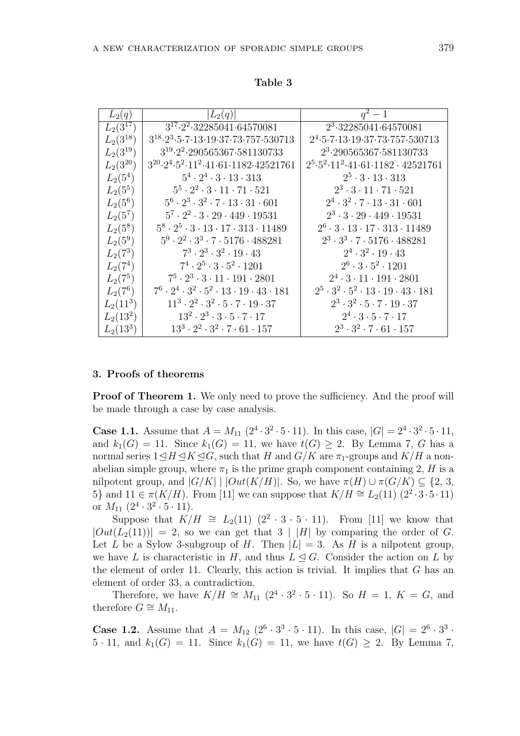**Table 3**

| $L_2(q)$ | $\lvert L_2(q)\rvert$ | $q^2-1$ |
|---|---|---|
| $L_2(3^{17})$ | $3^{17}\cdot 2^2\cdot 32285041\cdot 64570081$ | $2^3\cdot 32285041\cdot 64570081$ |
| $L_2(3^{18})$ | $3^{18}\cdot 2^3\cdot 5\cdot 7\cdot 13\cdot 19\cdot 37\cdot 73\cdot 757\cdot 530713$ | $2^4\cdot 5\cdot 7\cdot 13\cdot 19\cdot 37\cdot 73\cdot 757\cdot 530713$ |
| $L_2(3^{19})$ | $3^{19}\cdot 2^2\cdot 290565367\cdot 581130733$ | $2^3\cdot 290565367\cdot 581130733$ |
| $L_2(3^{20})$ | $3^{20}\cdot 2^4\cdot 5^2\cdot 11^2\cdot 41\cdot 61\cdot 1182\cdot 42521761$ | $2^5\cdot 5^2\cdot 11^2\cdot 41\cdot 61\cdot 1182\cdot 42521761$ |
| $L_2(5^4)$ | $5^4\cdot 2^4\cdot 3\cdot 13\cdot 313$ | $2^5\cdot 3\cdot 13\cdot 313$ |
| $L_2(5^5)$ | $5^5\cdot 2^2\cdot 3\cdot 11\cdot 71\cdot 521$ | $2^3\cdot 3\cdot 11\cdot 71\cdot 521$ |
| $L_2(5^6)$ | $5^6\cdot 2^3\cdot 3^2\cdot 7\cdot 13\cdot 31\cdot 601$ | $2^4\cdot 3^2\cdot 7\cdot 13\cdot 31\cdot 601$ |
| $L_2(5^7)$ | $5^7\cdot 2^2\cdot 3\cdot 29\cdot 449\cdot 19531$ | $2^3\cdot 3\cdot 29\cdot 449\cdot 19531$ |
| $L_2(5^8)$ | $5^8\cdot 2^5\cdot 3\cdot 13\cdot 17\cdot 313\cdot 11489$ | $2^6\cdot 3\cdot 13\cdot 17\cdot 313\cdot 11489$ |
| $L_2(5^9)$ | $5^9\cdot 2^2\cdot 3^3\cdot 7\cdot 5176\cdot 488281$ | $2^3\cdot 3^3\cdot 7\cdot 5176\cdot 488281$ |
| $L_2(7^3)$ | $7^3\cdot 2^3\cdot 3^2\cdot 19\cdot 43$ | $2^4\cdot 3^2\cdot 19\cdot 43$ |
| $L_2(7^4)$ | $7^4\cdot 2^5\cdot 3\cdot 5^2\cdot 1201$ | $2^6\cdot 3\cdot 5^2\cdot 1201$ |
| $L_2(7^5)$ | $7^5\cdot 2^3\cdot 3\cdot 11\cdot 191\cdot 2801$ | $2^4\cdot 3\cdot 11\cdot 191\cdot 2801$ |
| $L_2(7^6)$ | $7^6\cdot 2^4\cdot 3^2\cdot 5^2\cdot 13\cdot 19\cdot 43\cdot 181$ | $2^5\cdot 3^2\cdot 5^2\cdot 13\cdot 19\cdot 43\cdot 181$ |
| $L_2(11^3)$ | $11^3\cdot 2^2\cdot 3^2\cdot 5\cdot 7\cdot 19\cdot 37$ | $2^3\cdot 3^2\cdot 5\cdot 7\cdot 19\cdot 37$ |
| $L_2(13^2)$ | $13^2\cdot 2^3\cdot 3\cdot 5\cdot 7\cdot 17$ | $2^4\cdot 3\cdot 5\cdot 7\cdot 17$ |
| $L_2(13^3)$ | $13^3\cdot 2^2\cdot 3^2\cdot 7\cdot 61\cdot 157$ | $2^3\cdot 3^2\cdot 7\cdot 61\cdot 157$ |

## 3. Proofs of theorems

**Proof of Theorem 1.** We only need to prove the sufficiency. And the proof will be made through a case by case analysis.

**Case 1.1.** Assume that $A = M_{11}$ $(2^4\cdot 3^2\cdot 5\cdot 11)$. In this case, $|G| = 2^4\cdot 3^2\cdot 5\cdot 11$, and $k_1(G) = 11$. Since $k_1(G) = 11$, we have $t(G) \geq 2$. By Lemma 7, $G$ has a normal series $1 \trianglelefteq H \trianglelefteq K \trianglelefteq G$, such that $H$ and $G/K$ are $\pi_1$-groups and $K/H$ a non-abelian simple group, where $\pi_1$ is the prime graph component containing 2, $H$ is a nilpotent group, and $|G/K| \mid |Out(K/H)|$. So, we have $\pi(H) \cup \pi(G/K) \subseteq \{2, 3, 5\}$ and $11 \in \pi(K/H)$. From [11] we can suppose that $K/H \cong L_2(11)$ $(2^2\cdot 3\cdot 5\cdot 11)$ or $M_{11}$ $(2^4\cdot 3^2\cdot 5\cdot 11)$.

Suppose that $K/H \cong L_2(11)$ $(2^2\cdot 3\cdot 5\cdot 11)$. From [11] we know that $|Out(L_2(11))| = 2$, so we can get that $3 \mid |H|$ by comparing the order of $G$. Let $L$ be a Sylow 3-subgroup of $H$. Then $|L| = 3$. As $H$ is a nilpotent group, we have $L$ is characteristic in $H$, and thus $L \trianglelefteq G$. Consider the action on $L$ by the element of order 11. Clearly, this action is trivial. It implies that $G$ has an element of order 33, a contradiction.

Therefore, we have $K/H \cong M_{11}$ $(2^4\cdot 3^2\cdot 5\cdot 11)$. So $H = 1$, $K = G$, and therefore $G \cong M_{11}$.

**Case 1.2.** Assume that $A = M_{12}$ $(2^6\cdot 3^3\cdot 5\cdot 11)$. In this case, $|G| = 2^6\cdot 3^3\cdot 5\cdot 11$, and $k_1(G) = 11$. Since $k_1(G) = 11$, we have $t(G) \geq 2$. By Lemma 7,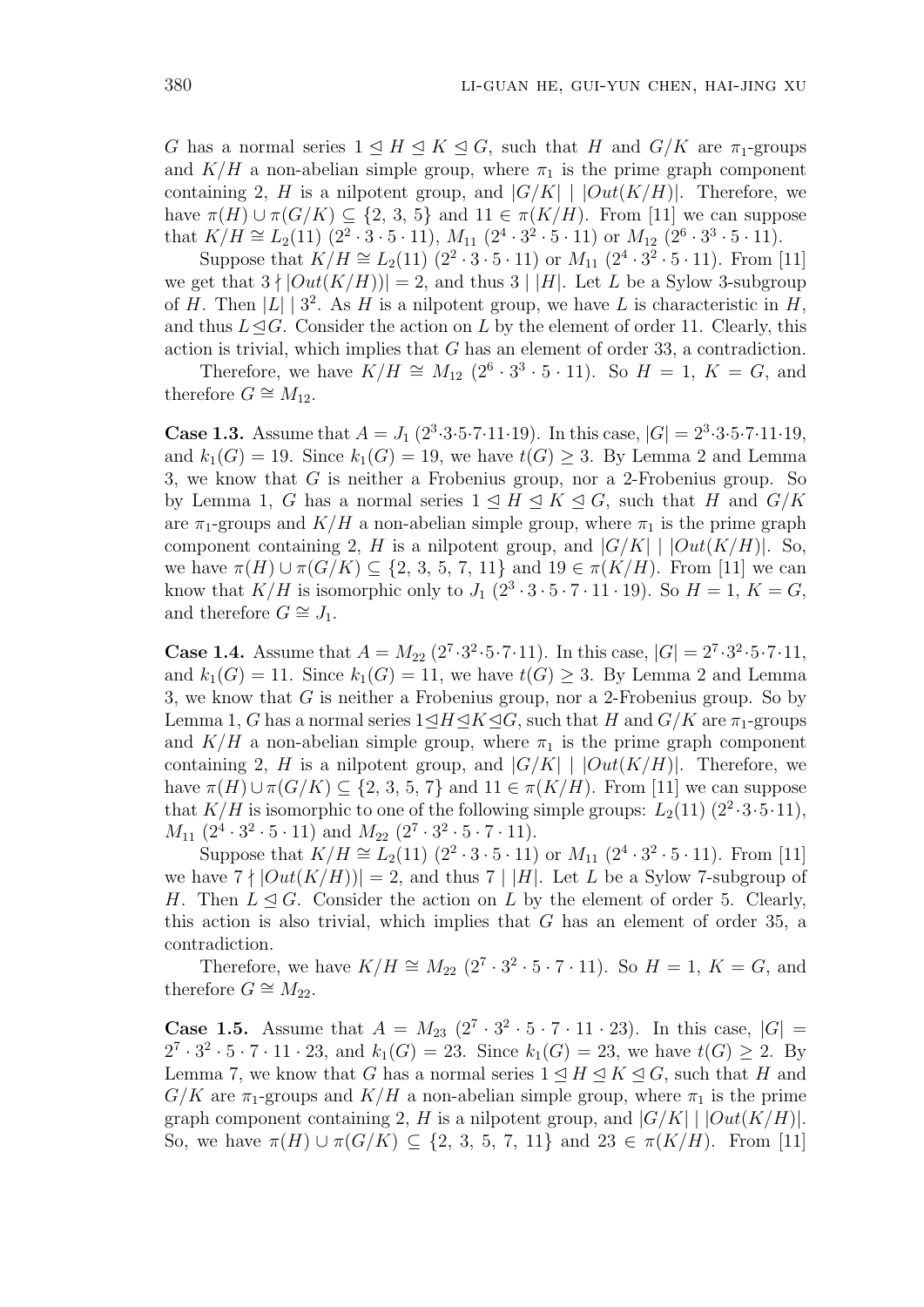$G$ has a normal series $1 \trianglelefteq H \trianglelefteq K \trianglelefteq G$, such that $H$ and $G/K$ are $\pi_1$-groups and $K/H$ a non-abelian simple group, where $\pi_1$ is the prime graph component containing 2, $H$ is a nilpotent group, and $|G/K| \mid |Out(K/H)|$. Therefore, we have $\pi(H) \cup \pi(G/K) \subseteq \{2, 3, 5\}$ and $11 \in \pi(K/H)$. From [11] we can suppose that $K/H \cong L_2(11)$ $(2^2 \cdot 3 \cdot 5 \cdot 11)$, $M_{11}$ $(2^4 \cdot 3^2 \cdot 5 \cdot 11)$ or $M_{12}$ $(2^6 \cdot 3^3 \cdot 5 \cdot 11)$.

Suppose that $K/H \cong L_2(11)$ $(2^2 \cdot 3 \cdot 5 \cdot 11)$ or $M_{11}$ $(2^4 \cdot 3^2 \cdot 5 \cdot 11)$. From [11] we get that $3 \nmid |Out(K/H))| = 2$, and thus $3 \mid |H|$. Let $L$ be a Sylow 3-subgroup of $H$. Then $|L| \mid 3^2$. As $H$ is a nilpotent group, we have $L$ is characteristic in $H$, and thus $L \trianglelefteq G$. Consider the action on $L$ by the element of order 11. Clearly, this action is trivial, which implies that $G$ has an element of order 33, a contradiction.

Therefore, we have $K/H \cong M_{12}$ $(2^6 \cdot 3^3 \cdot 5 \cdot 11)$. So $H = 1$, $K = G$, and therefore $G \cong M_{12}$.

**Case 1.3.** Assume that $A = J_1$ $(2^3 \cdot 3 \cdot 5 \cdot 7 \cdot 11 \cdot 19)$. In this case, $|G| = 2^3 \cdot 3 \cdot 5 \cdot 7 \cdot 11 \cdot 19$, and $k_1(G) = 19$. Since $k_1(G) = 19$, we have $t(G) \geq 3$. By Lemma 2 and Lemma 3, we know that $G$ is neither a Frobenius group, nor a 2-Frobenius group. So by Lemma 1, $G$ has a normal series $1 \trianglelefteq H \trianglelefteq K \trianglelefteq G$, such that $H$ and $G/K$ are $\pi_1$-groups and $K/H$ a non-abelian simple group, where $\pi_1$ is the prime graph component containing 2, $H$ is a nilpotent group, and $|G/K| \mid |Out(K/H)|$. So, we have $\pi(H) \cup \pi(G/K) \subseteq \{2, 3, 5, 7, 11\}$ and $19 \in \pi(K/H)$. From [11] we can know that $K/H$ is isomorphic only to $J_1$ $(2^3 \cdot 3 \cdot 5 \cdot 7 \cdot 11 \cdot 19)$. So $H = 1$, $K = G$, and therefore $G \cong J_1$.

**Case 1.4.** Assume that $A = M_{22}$ $(2^7 \cdot 3^2 \cdot 5 \cdot 7 \cdot 11)$. In this case, $|G| = 2^7 \cdot 3^2 \cdot 5 \cdot 7 \cdot 11$, and $k_1(G) = 11$. Since $k_1(G) = 11$, we have $t(G) \geq 3$. By Lemma 2 and Lemma 3, we know that $G$ is neither a Frobenius group, nor a 2-Frobenius group. So by Lemma 1, $G$ has a normal series $1 \trianglelefteq H \trianglelefteq K \trianglelefteq G$, such that $H$ and $G/K$ are $\pi_1$-groups and $K/H$ a non-abelian simple group, where $\pi_1$ is the prime graph component containing 2, $H$ is a nilpotent group, and $|G/K| \mid |Out(K/H)|$. Therefore, we have $\pi(H) \cup \pi(G/K) \subseteq \{2, 3, 5, 7\}$ and $11 \in \pi(K/H)$. From [11] we can suppose that $K/H$ is isomorphic to one of the following simple groups: $L_2(11)$ $(2^2 \cdot 3 \cdot 5 \cdot 11)$, $M_{11}$ $(2^4 \cdot 3^2 \cdot 5 \cdot 11)$ and $M_{22}$ $(2^7 \cdot 3^2 \cdot 5 \cdot 7 \cdot 11)$.

Suppose that $K/H \cong L_2(11)$ $(2^2 \cdot 3 \cdot 5 \cdot 11)$ or $M_{11}$ $(2^4 \cdot 3^2 \cdot 5 \cdot 11)$. From [11] we have $7 \nmid |Out(K/H))| = 2$, and thus $7 \mid |H|$. Let $L$ be a Sylow 7-subgroup of $H$. Then $L \trianglelefteq G$. Consider the action on $L$ by the element of order 5. Clearly, this action is also trivial, which implies that $G$ has an element of order 35, a contradiction.

Therefore, we have $K/H \cong M_{22}$ $(2^7 \cdot 3^2 \cdot 5 \cdot 7 \cdot 11)$. So $H = 1$, $K = G$, and therefore $G \cong M_{22}$.

**Case 1.5.** Assume that $A = M_{23}$ $(2^7 \cdot 3^2 \cdot 5 \cdot 7 \cdot 11 \cdot 23)$. In this case, $|G| = 2^7 \cdot 3^2 \cdot 5 \cdot 7 \cdot 11 \cdot 23$, and $k_1(G) = 23$. Since $k_1(G) = 23$, we have $t(G) \geq 2$. By Lemma 7, we know that $G$ has a normal series $1 \trianglelefteq H \trianglelefteq K \trianglelefteq G$, such that $H$ and $G/K$ are $\pi_1$-groups and $K/H$ a non-abelian simple group, where $\pi_1$ is the prime graph component containing 2, $H$ is a nilpotent group, and $|G/K| \mid |Out(K/H)|$. So, we have $\pi(H) \cup \pi(G/K) \subseteq \{2, 3, 5, 7, 11\}$ and $23 \in \pi(K/H)$. From [11]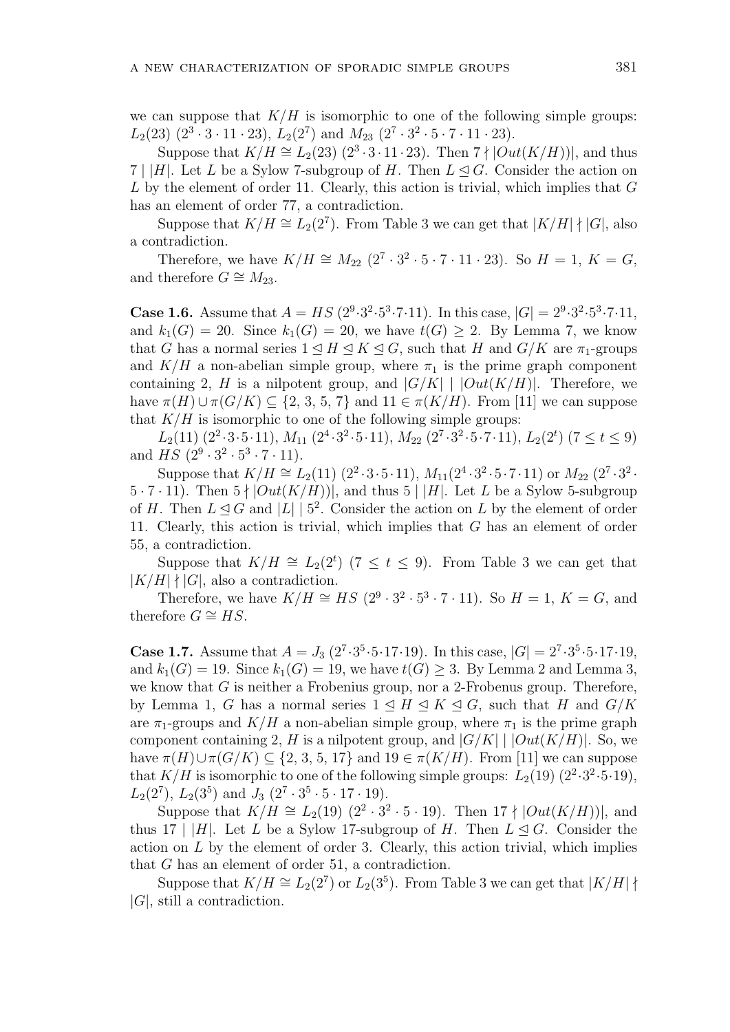we can suppose that $K/H$ is isomorphic to one of the following simple groups: $L_2(23)$ $(2^3 \cdot 3 \cdot 11 \cdot 23)$, $L_2(2^7)$ and $M_{23}$ $(2^7 \cdot 3^2 \cdot 5 \cdot 7 \cdot 11 \cdot 23)$.

Suppose that $K/H \cong L_2(23)$ $(2^3 \cdot 3 \cdot 11 \cdot 23)$. Then $7 \nmid |Out(K/H))|$, and thus $7 \mid |H|$. Let $L$ be a Sylow 7-subgroup of $H$. Then $L \trianglelefteq G$. Consider the action on $L$ by the element of order 11. Clearly, this action is trivial, which implies that $G$ has an element of order 77, a contradiction.

Suppose that $K/H \cong L_2(2^7)$. From Table 3 we can get that $|K/H| \nmid |G|$, also a contradiction.

Therefore, we have $K/H \cong M_{22}$ $(2^7 \cdot 3^2 \cdot 5 \cdot 7 \cdot 11 \cdot 23)$. So $H = 1$, $K = G$, and therefore $G \cong M_{23}$.

**Case 1.6.** Assume that $A = HS$ $(2^9 \cdot 3^2 \cdot 5^3 \cdot 7 \cdot 11)$. In this case, $|G| = 2^9 \cdot 3^2 \cdot 5^3 \cdot 7 \cdot 11$, and $k_1(G) = 20$. Since $k_1(G) = 20$, we have $t(G) \geq 2$. By Lemma 7, we know that $G$ has a normal series $1 \trianglelefteq H \trianglelefteq K \trianglelefteq G$, such that $H$ and $G/K$ are $\pi_1$-groups and $K/H$ a non-abelian simple group, where $\pi_1$ is the prime graph component containing 2, $H$ is a nilpotent group, and $|G/K| \mid |Out(K/H)|$. Therefore, we have $\pi(H) \cup \pi(G/K) \subseteq \{2, 3, 5, 7\}$ and $11 \in \pi(K/H)$. From [11] we can suppose that $K/H$ is isomorphic to one of the following simple groups:

$L_2(11)$ $(2^2 \cdot 3 \cdot 5 \cdot 11)$, $M_{11}$ $(2^4 \cdot 3^2 \cdot 5 \cdot 11)$, $M_{22}$ $(2^7 \cdot 3^2 \cdot 5 \cdot 7 \cdot 11)$, $L_2(2^t)$ $(7 \leq t \leq 9)$ and $HS$ $(2^9 \cdot 3^2 \cdot 5^3 \cdot 7 \cdot 11)$.

Suppose that $K/H \cong L_2(11)$ $(2^2 \cdot 3 \cdot 5 \cdot 11)$, $M_{11}(2^4 \cdot 3^2 \cdot 5 \cdot 7 \cdot 11)$ or $M_{22}$ $(2^7 \cdot 3^2 \cdot 5 \cdot 7 \cdot 11)$. Then $5 \nmid |Out(K/H))|$, and thus $5 \mid |H|$. Let $L$ be a Sylow 5-subgroup of $H$. Then $L \trianglelefteq G$ and $|L| \mid 5^2$. Consider the action on $L$ by the element of order 11. Clearly, this action is trivial, which implies that $G$ has an element of order 55, a contradiction.

Suppose that $K/H \cong L_2(2^t)$ $(7 \leq t \leq 9)$. From Table 3 we can get that $|K/H| \nmid |G|$, also a contradiction.

Therefore, we have $K/H \cong HS$ $(2^9 \cdot 3^2 \cdot 5^3 \cdot 7 \cdot 11)$. So $H = 1$, $K = G$, and therefore $G \cong HS$.

**Case 1.7.** Assume that $A = J_3$ $(2^7 \cdot 3^5 \cdot 5 \cdot 17 \cdot 19)$. In this case, $|G| = 2^7 \cdot 3^5 \cdot 5 \cdot 17 \cdot 19$, and $k_1(G) = 19$. Since $k_1(G) = 19$, we have $t(G) \geq 3$. By Lemma 2 and Lemma 3, we know that $G$ is neither a Frobenius group, nor a 2-Frobenus group. Therefore, by Lemma 1, $G$ has a normal series $1 \trianglelefteq H \trianglelefteq K \trianglelefteq G$, such that $H$ and $G/K$ are $\pi_1$-groups and $K/H$ a non-abelian simple group, where $\pi_1$ is the prime graph component containing 2, $H$ is a nilpotent group, and $|G/K| \mid |Out(K/H)|$. So, we have $\pi(H) \cup \pi(G/K) \subseteq \{2, 3, 5, 17\}$ and $19 \in \pi(K/H)$. From [11] we can suppose that $K/H$ is isomorphic to one of the following simple groups: $L_2(19)$ $(2^2 \cdot 3^2 \cdot 5 \cdot 19)$, $L_2(2^7)$, $L_2(3^5)$ and $J_3$ $(2^7 \cdot 3^5 \cdot 5 \cdot 17 \cdot 19)$.

Suppose that $K/H \cong L_2(19)$ $(2^2 \cdot 3^2 \cdot 5 \cdot 19)$. Then $17 \nmid |Out(K/H))|$, and thus $17 \mid |H|$. Let $L$ be a Sylow 17-subgroup of $H$. Then $L \trianglelefteq G$. Consider the action on $L$ by the element of order 3. Clearly, this action trivial, which implies that $G$ has an element of order 51, a contradiction.

Suppose that $K/H \cong L_2(2^7)$ or $L_2(3^5)$. From Table 3 we can get that $|K/H| \nmid |G|$, still a contradiction.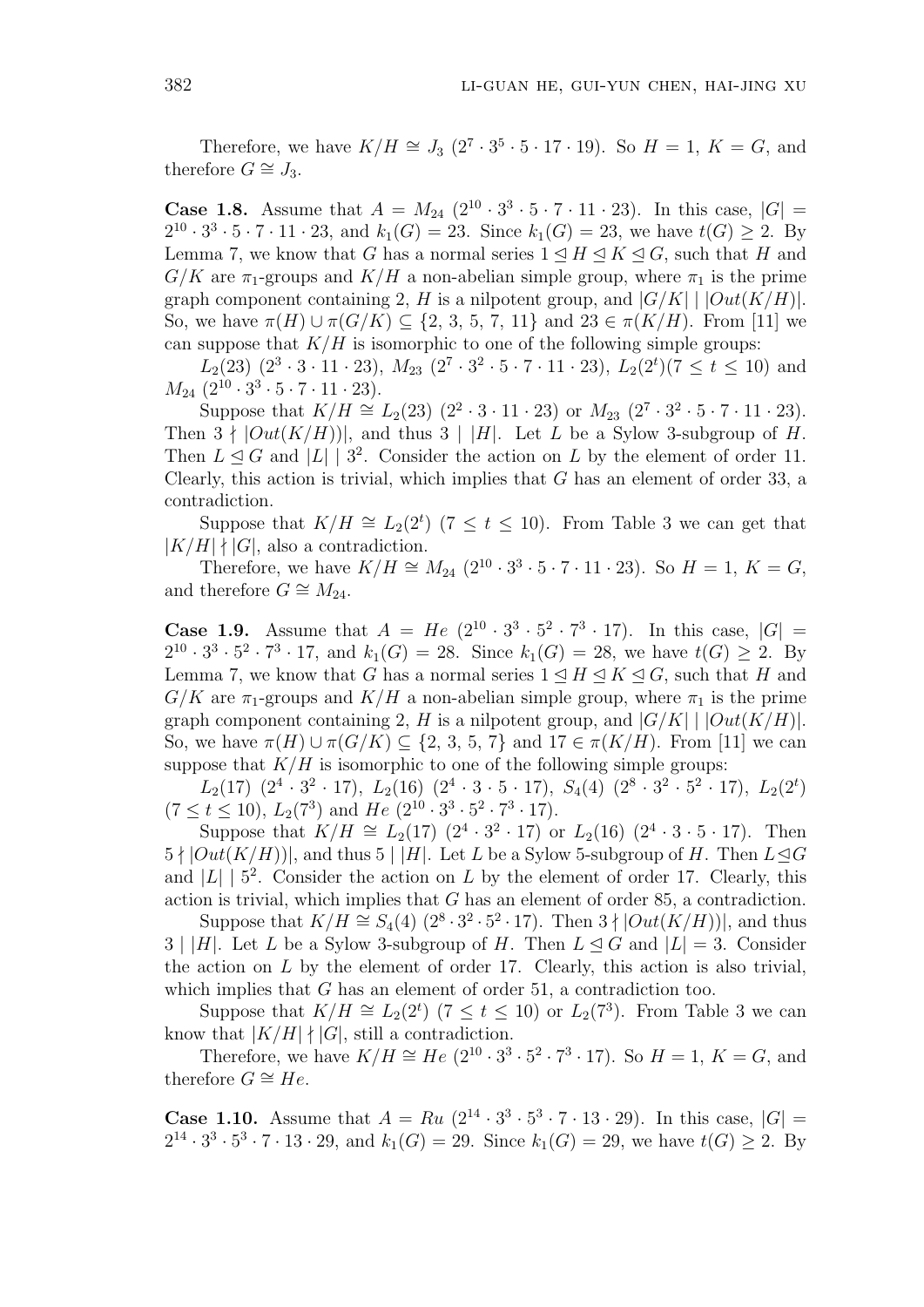Therefore, we have $K/H \cong J_3$ $(2^7 \cdot 3^5 \cdot 5 \cdot 17 \cdot 19)$. So $H = 1$, $K = G$, and therefore $G \cong J_3$.

**Case 1.8.** Assume that $A = M_{24}$ $(2^{10} \cdot 3^3 \cdot 5 \cdot 7 \cdot 11 \cdot 23)$. In this case, $|G| = 2^{10} \cdot 3^3 \cdot 5 \cdot 7 \cdot 11 \cdot 23$, and $k_1(G) = 23$. Since $k_1(G) = 23$, we have $t(G) \geq 2$. By Lemma 7, we know that $G$ has a normal series $1 \trianglelefteq H \trianglelefteq K \trianglelefteq G$, such that $H$ and $G/K$ are $\pi_1$-groups and $K/H$ a non-abelian simple group, where $\pi_1$ is the prime graph component containing 2, $H$ is a nilpotent group, and $|G/K| \mid |Out(K/H)|$. So, we have $\pi(H) \cup \pi(G/K) \subseteq \{2, 3, 5, 7, 11\}$ and $23 \in \pi(K/H)$. From [11] we can suppose that $K/H$ is isomorphic to one of the following simple groups:

$L_2(23)$ $(2^3 \cdot 3 \cdot 11 \cdot 23)$, $M_{23}$ $(2^7 \cdot 3^2 \cdot 5 \cdot 7 \cdot 11 \cdot 23)$, $L_2(2^t)(7 \leq t \leq 10)$ and $M_{24}$ $(2^{10} \cdot 3^3 \cdot 5 \cdot 7 \cdot 11 \cdot 23)$.

Suppose that $K/H \cong L_2(23)$ $(2^2 \cdot 3 \cdot 11 \cdot 23)$ or $M_{23}$ $(2^7 \cdot 3^2 \cdot 5 \cdot 7 \cdot 11 \cdot 23)$. Then $3 \nmid |Out(K/H))|$, and thus $3 \mid |H|$. Let $L$ be a Sylow 3-subgroup of $H$. Then $L \trianglelefteq G$ and $|L| \mid 3^2$. Consider the action on $L$ by the element of order 11. Clearly, this action is trivial, which implies that $G$ has an element of order 33, a contradiction.

Suppose that $K/H \cong L_2(2^t)$ $(7 \leq t \leq 10)$. From Table 3 we can get that $|K/H| \nmid |G|$, also a contradiction.

Therefore, we have $K/H \cong M_{24}$ $(2^{10} \cdot 3^3 \cdot 5 \cdot 7 \cdot 11 \cdot 23)$. So $H = 1$, $K = G$, and therefore $G \cong M_{24}$.

**Case 1.9.** Assume that $A = He$ $(2^{10} \cdot 3^3 \cdot 5^2 \cdot 7^3 \cdot 17)$. In this case, $|G| = 2^{10} \cdot 3^3 \cdot 5^2 \cdot 7^3 \cdot 17$, and $k_1(G) = 28$. Since $k_1(G) = 28$, we have $t(G) \geq 2$. By Lemma 7, we know that $G$ has a normal series $1 \trianglelefteq H \trianglelefteq K \trianglelefteq G$, such that $H$ and $G/K$ are $\pi_1$-groups and $K/H$ a non-abelian simple group, where $\pi_1$ is the prime graph component containing 2, $H$ is a nilpotent group, and $|G/K| \mid |Out(K/H)|$. So, we have $\pi(H) \cup \pi(G/K) \subseteq \{2, 3, 5, 7\}$ and $17 \in \pi(K/H)$. From [11] we can suppose that $K/H$ is isomorphic to one of the following simple groups:

$L_2(17)$ $(2^4 \cdot 3^2 \cdot 17)$, $L_2(16)$ $(2^4 \cdot 3 \cdot 5 \cdot 17)$, $S_4(4)$ $(2^8 \cdot 3^2 \cdot 5^2 \cdot 17)$, $L_2(2^t)$ $(7 \leq t \leq 10)$, $L_2(7^3)$ and $He$ $(2^{10} \cdot 3^3 \cdot 5^2 \cdot 7^3 \cdot 17)$.

Suppose that $K/H \cong L_2(17)$ $(2^4 \cdot 3^2 \cdot 17)$ or $L_2(16)$ $(2^4 \cdot 3 \cdot 5 \cdot 17)$. Then $5 \nmid |Out(K/H))|$, and thus $5 \mid |H|$. Let $L$ be a Sylow 5-subgroup of $H$. Then $L \trianglelefteq G$ and $|L| \mid 5^2$. Consider the action on $L$ by the element of order 17. Clearly, this action is trivial, which implies that $G$ has an element of order 85, a contradiction.

Suppose that $K/H \cong S_4(4)$ $(2^8 \cdot 3^2 \cdot 5^2 \cdot 17)$. Then $3 \nmid |Out(K/H))|$, and thus $3 \mid |H|$. Let $L$ be a Sylow 3-subgroup of $H$. Then $L \trianglelefteq G$ and $|L| = 3$. Consider the action on $L$ by the element of order 17. Clearly, this action is also trivial, which implies that $G$ has an element of order 51, a contradiction too.

Suppose that $K/H \cong L_2(2^t)$ $(7 \leq t \leq 10)$ or $L_2(7^3)$. From Table 3 we can know that $|K/H| \nmid |G|$, still a contradiction.

Therefore, we have $K/H \cong He$ $(2^{10} \cdot 3^3 \cdot 5^2 \cdot 7^3 \cdot 17)$. So $H = 1$, $K = G$, and therefore $G \cong He$.

**Case 1.10.** Assume that $A = Ru$ $(2^{14} \cdot 3^3 \cdot 5^3 \cdot 7 \cdot 13 \cdot 29)$. In this case, $|G| = 2^{14} \cdot 3^3 \cdot 5^3 \cdot 7 \cdot 13 \cdot 29$, and $k_1(G) = 29$. Since $k_1(G) = 29$, we have $t(G) \geq 2$. By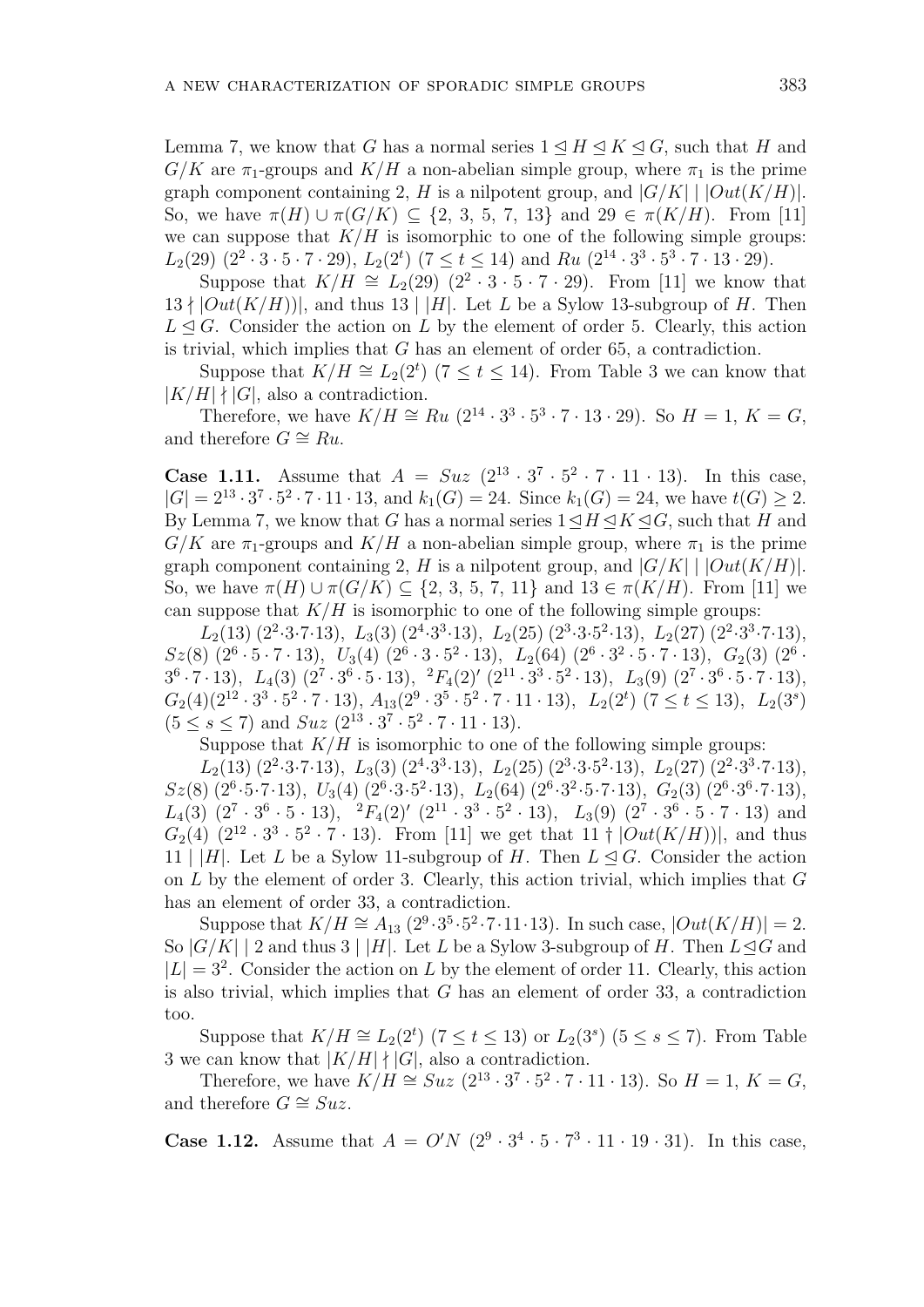Lemma 7, we know that $G$ has a normal series $1 \trianglelefteq H \trianglelefteq K \trianglelefteq G$, such that $H$ and $G/K$ are $\pi_1$-groups and $K/H$ a non-abelian simple group, where $\pi_1$ is the prime graph component containing 2, $H$ is a nilpotent group, and $|G/K| \mid |Out(K/H)|$. So, we have $\pi(H) \cup \pi(G/K) \subseteq \{2, 3, 5, 7, 13\}$ and $29 \in \pi(K/H)$. From [11] we can suppose that $K/H$ is isomorphic to one of the following simple groups: $L_2(29)$ $(2^2 \cdot 3 \cdot 5 \cdot 7 \cdot 29)$, $L_2(2^t)$ $(7 \leq t \leq 14)$ and $Ru$ $(2^{14} \cdot 3^3 \cdot 5^3 \cdot 7 \cdot 13 \cdot 29)$.

Suppose that $K/H \cong L_2(29)$ $(2^2 \cdot 3 \cdot 5 \cdot 7 \cdot 29)$. From [11] we know that $13 \nmid |Out(K/H))|$, and thus $13 \mid |H|$. Let $L$ be a Sylow 13-subgroup of $H$. Then $L \trianglelefteq G$. Consider the action on $L$ by the element of order 5. Clearly, this action is trivial, which implies that $G$ has an element of order 65, a contradiction.

Suppose that $K/H \cong L_2(2^t)$ $(7 \leq t \leq 14)$. From Table 3 we can know that $|K/H| \nmid |G|$, also a contradiction.

Therefore, we have $K/H \cong Ru$ $(2^{14} \cdot 3^3 \cdot 5^3 \cdot 7 \cdot 13 \cdot 29)$. So $H = 1$, $K = G$, and therefore $G \cong Ru$.

**Case 1.11.** Assume that $A = Suz$ $(2^{13} \cdot 3^7 \cdot 5^2 \cdot 7 \cdot 11 \cdot 13)$. In this case, $|G| = 2^{13} \cdot 3^7 \cdot 5^2 \cdot 7 \cdot 11 \cdot 13$, and $k_1(G) = 24$. Since $k_1(G) = 24$, we have $t(G) \geq 2$. By Lemma 7, we know that $G$ has a normal series $1 \trianglelefteq H \trianglelefteq K \trianglelefteq G$, such that $H$ and $G/K$ are $\pi_1$-groups and $K/H$ a non-abelian simple group, where $\pi_1$ is the prime graph component containing 2, $H$ is a nilpotent group, and $|G/K| \mid |Out(K/H)|$. So, we have $\pi(H) \cup \pi(G/K) \subseteq \{2, 3, 5, 7, 11\}$ and $13 \in \pi(K/H)$. From [11] we can suppose that $K/H$ is isomorphic to one of the following simple groups:

$L_2(13)$ $(2^2 \cdot 3 \cdot 7 \cdot 13)$, $L_3(3)$ $(2^4 \cdot 3^3 \cdot 13)$, $L_2(25)$ $(2^3 \cdot 3 \cdot 5^2 \cdot 13)$, $L_2(27)$ $(2^2 \cdot 3^3 \cdot 7 \cdot 13)$, $Sz(8)$ $(2^6 \cdot 5 \cdot 7 \cdot 13)$, $U_3(4)$ $(2^6 \cdot 3 \cdot 5^2 \cdot 13)$, $L_2(64)$ $(2^6 \cdot 3^2 \cdot 5 \cdot 7 \cdot 13)$, $G_2(3)$ $(2^6 \cdot 3^6 \cdot 7 \cdot 13)$, $L_4(3)$ $(2^7 \cdot 3^6 \cdot 5 \cdot 13)$, ${}^2F_4(2)'$ $(2^{11} \cdot 3^3 \cdot 5^2 \cdot 13)$, $L_3(9)$ $(2^7 \cdot 3^6 \cdot 5 \cdot 7 \cdot 13)$, $G_2(4)(2^{12} \cdot 3^3 \cdot 5^2 \cdot 7 \cdot 13)$, $A_{13}(2^9 \cdot 3^5 \cdot 5^2 \cdot 7 \cdot 11 \cdot 13)$, $L_2(2^t)$ $(7 \leq t \leq 13)$, $L_2(3^s)$ $(5 \leq s \leq 7)$ and $Suz$ $(2^{13} \cdot 3^7 \cdot 5^2 \cdot 7 \cdot 11 \cdot 13)$.

Suppose that $K/H$ is isomorphic to one of the following simple groups:

$L_2(13)$ $(2^2 \cdot 3 \cdot 7 \cdot 13)$, $L_3(3)$ $(2^4 \cdot 3^3 \cdot 13)$, $L_2(25)$ $(2^3 \cdot 3 \cdot 5^2 \cdot 13)$, $L_2(27)$ $(2^2 \cdot 3^3 \cdot 7 \cdot 13)$, $Sz(8)$ $(2^6 \cdot 5 \cdot 7 \cdot 13)$, $U_3(4)$ $(2^6 \cdot 3 \cdot 5^2 \cdot 13)$, $L_2(64)$ $(2^6 \cdot 3^2 \cdot 5 \cdot 7 \cdot 13)$, $G_2(3)$ $(2^6 \cdot 3^6 \cdot 7 \cdot 13)$, $L_4(3)$ $(2^7 \cdot 3^6 \cdot 5 \cdot 13)$, ${}^2F_4(2)'$ $(2^{11} \cdot 3^3 \cdot 5^2 \cdot 13)$, $L_3(9)$ $(2^7 \cdot 3^6 \cdot 5 \cdot 7 \cdot 13)$ and $G_2(4)$ $(2^{12} \cdot 3^3 \cdot 5^2 \cdot 7 \cdot 13)$. From [11] we get that $11 \nmid |Out(K/H))|$, and thus $11 \mid |H|$. Let $L$ be a Sylow 11-subgroup of $H$. Then $L \trianglelefteq G$. Consider the action on $L$ by the element of order 3. Clearly, this action trivial, which implies that $G$ has an element of order 33, a contradiction.

Suppose that $K/H \cong A_{13}$ $(2^9 \cdot 3^5 \cdot 5^2 \cdot 7 \cdot 11 \cdot 13)$. In such case, $|Out(K/H)| = 2$. So $|G/K| \mid 2$ and thus $3 \mid |H|$. Let $L$ be a Sylow 3-subgroup of $H$. Then $L \trianglelefteq G$ and $|L| = 3^2$. Consider the action on $L$ by the element of order 11. Clearly, this action is also trivial, which implies that $G$ has an element of order 33, a contradiction too.

Suppose that $K/H \cong L_2(2^t)$ $(7 \leq t \leq 13)$ or $L_2(3^s)$ $(5 \leq s \leq 7)$. From Table 3 we can know that $|K/H| \nmid |G|$, also a contradiction.

Therefore, we have $K/H \cong Suz$ $(2^{13} \cdot 3^7 \cdot 5^2 \cdot 7 \cdot 11 \cdot 13)$. So $H = 1$, $K = G$, and therefore $G \cong Suz$.

**Case 1.12.** Assume that $A = O'N$ $(2^9 \cdot 3^4 \cdot 5 \cdot 7^3 \cdot 11 \cdot 19 \cdot 31)$. In this case,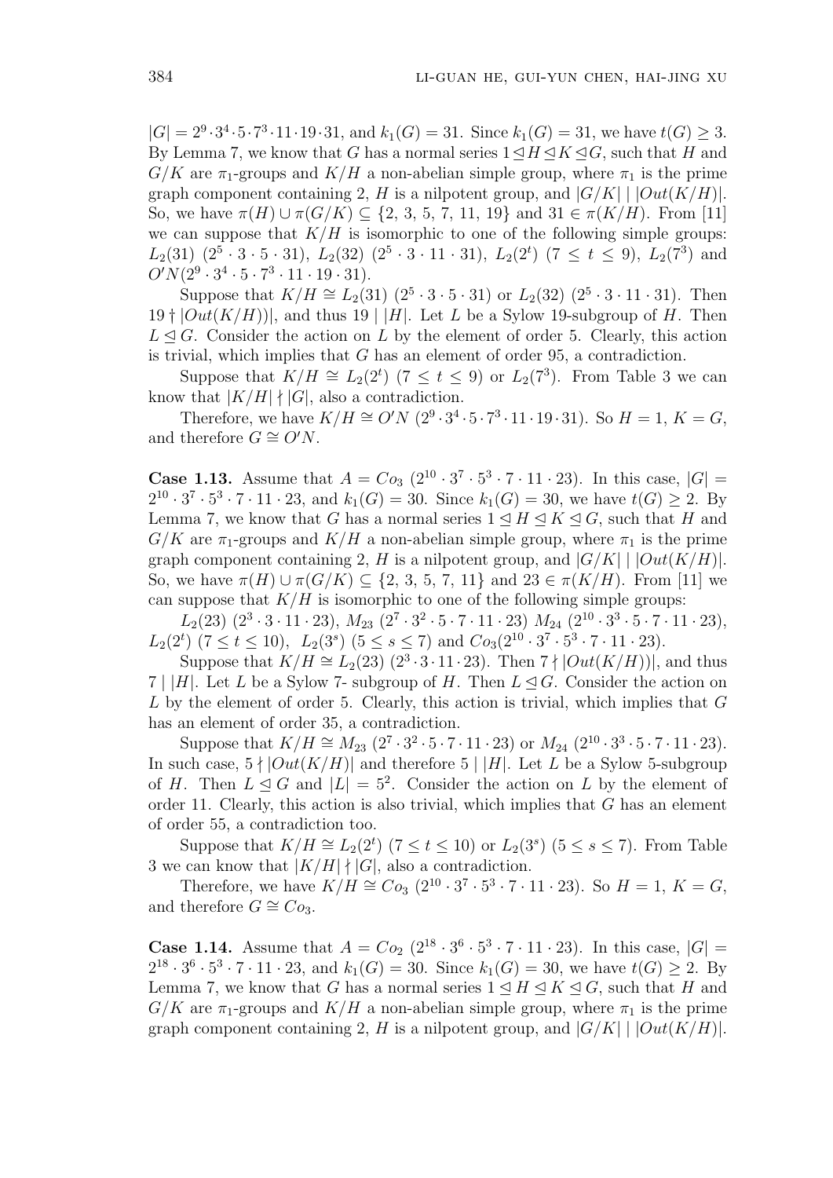$|G| = 2^9 \cdot 3^4 \cdot 5 \cdot 7^3 \cdot 11 \cdot 19 \cdot 31$, and $k_1(G) = 31$. Since $k_1(G) = 31$, we have $t(G) \geq 3$. By Lemma 7, we know that $G$ has a normal series $1 \trianglelefteq H \trianglelefteq K \trianglelefteq G$, such that $H$ and $G/K$ are $\pi_1$-groups and $K/H$ a non-abelian simple group, where $\pi_1$ is the prime graph component containing 2, $H$ is a nilpotent group, and $|G/K| \mid |Out(K/H)|$. So, we have $\pi(H) \cup \pi(G/K) \subseteq \{2, 3, 5, 7, 11, 19\}$ and $31 \in \pi(K/H)$. From [11] we can suppose that $K/H$ is isomorphic to one of the following simple groups: $L_2(31)$ $(2^5 \cdot 3 \cdot 5 \cdot 31)$, $L_2(32)$ $(2^5 \cdot 3 \cdot 11 \cdot 31)$, $L_2(2^t)$ $(7 \leq t \leq 9)$, $L_2(7^3)$ and $O'N(2^9 \cdot 3^4 \cdot 5 \cdot 7^3 \cdot 11 \cdot 19 \cdot 31)$.

Suppose that $K/H \cong L_2(31)$ $(2^5 \cdot 3 \cdot 5 \cdot 31)$ or $L_2(32)$ $(2^5 \cdot 3 \cdot 11 \cdot 31)$. Then $19 \nmid |Out(K/H))|$, and thus $19 \mid |H|$. Let $L$ be a Sylow 19-subgroup of $H$. Then $L \trianglelefteq G$. Consider the action on $L$ by the element of order 5. Clearly, this action is trivial, which implies that $G$ has an element of order 95, a contradiction.

Suppose that $K/H \cong L_2(2^t)$ $(7 \leq t \leq 9)$ or $L_2(7^3)$. From Table 3 we can know that $|K/H| \nmid |G|$, also a contradiction.

Therefore, we have $K/H \cong O'N$ $(2^9 \cdot 3^4 \cdot 5 \cdot 7^3 \cdot 11 \cdot 19 \cdot 31)$. So $H = 1$, $K = G$, and therefore $G \cong O'N$.

**Case 1.13.** Assume that $A = Co_3$ $(2^{10} \cdot 3^7 \cdot 5^3 \cdot 7 \cdot 11 \cdot 23)$. In this case, $|G| = 2^{10} \cdot 3^7 \cdot 5^3 \cdot 7 \cdot 11 \cdot 23$, and $k_1(G) = 30$. Since $k_1(G) = 30$, we have $t(G) \geq 2$. By Lemma 7, we know that $G$ has a normal series $1 \trianglelefteq H \trianglelefteq K \trianglelefteq G$, such that $H$ and $G/K$ are $\pi_1$-groups and $K/H$ a non-abelian simple group, where $\pi_1$ is the prime graph component containing 2, $H$ is a nilpotent group, and $|G/K| \mid |Out(K/H)|$. So, we have $\pi(H) \cup \pi(G/K) \subseteq \{2, 3, 5, 7, 11\}$ and $23 \in \pi(K/H)$. From [11] we can suppose that $K/H$ is isomorphic to one of the following simple groups:

$L_2(23)$ $(2^3 \cdot 3 \cdot 11 \cdot 23)$, $M_{23}$ $(2^7 \cdot 3^2 \cdot 5 \cdot 7 \cdot 11 \cdot 23)$ $M_{24}$ $(2^{10} \cdot 3^3 \cdot 5 \cdot 7 \cdot 11 \cdot 23)$, $L_2(2^t)$ $(7 \leq t \leq 10)$, $L_2(3^s)$ $(5 \leq s \leq 7)$ and $Co_3(2^{10} \cdot 3^7 \cdot 5^3 \cdot 7 \cdot 11 \cdot 23)$.

Suppose that $K/H \cong L_2(23)$ $(2^3 \cdot 3 \cdot 11 \cdot 23)$. Then $7 \nmid |Out(K/H))|$, and thus $7 \mid |H|$. Let $L$ be a Sylow 7- subgroup of $H$. Then $L \trianglelefteq G$. Consider the action on $L$ by the element of order 5. Clearly, this action is trivial, which implies that $G$ has an element of order 35, a contradiction.

Suppose that $K/H \cong M_{23}$ $(2^7 \cdot 3^2 \cdot 5 \cdot 7 \cdot 11 \cdot 23)$ or $M_{24}$ $(2^{10} \cdot 3^3 \cdot 5 \cdot 7 \cdot 11 \cdot 23)$. In such case, $5 \nmid |Out(K/H)|$ and therefore $5 \mid |H|$. Let $L$ be a Sylow 5-subgroup of $H$. Then $L \trianglelefteq G$ and $|L| = 5^2$. Consider the action on $L$ by the element of order 11. Clearly, this action is also trivial, which implies that $G$ has an element of order 55, a contradiction too.

Suppose that $K/H \cong L_2(2^t)$ $(7 \leq t \leq 10)$ or $L_2(3^s)$ $(5 \leq s \leq 7)$. From Table 3 we can know that $|K/H| \nmid |G|$, also a contradiction.

Therefore, we have $K/H \cong Co_3$ $(2^{10} \cdot 3^7 \cdot 5^3 \cdot 7 \cdot 11 \cdot 23)$. So $H = 1$, $K = G$, and therefore $G \cong Co_3$.

**Case 1.14.** Assume that $A = Co_2$ $(2^{18} \cdot 3^6 \cdot 5^3 \cdot 7 \cdot 11 \cdot 23)$. In this case, $|G| = 2^{18} \cdot 3^6 \cdot 5^3 \cdot 7 \cdot 11 \cdot 23$, and $k_1(G) = 30$. Since $k_1(G) = 30$, we have $t(G) \geq 2$. By Lemma 7, we know that $G$ has a normal series $1 \trianglelefteq H \trianglelefteq K \trianglelefteq G$, such that $H$ and $G/K$ are $\pi_1$-groups and $K/H$ a non-abelian simple group, where $\pi_1$ is the prime graph component containing 2, $H$ is a nilpotent group, and $|G/K| \mid |Out(K/H)|$.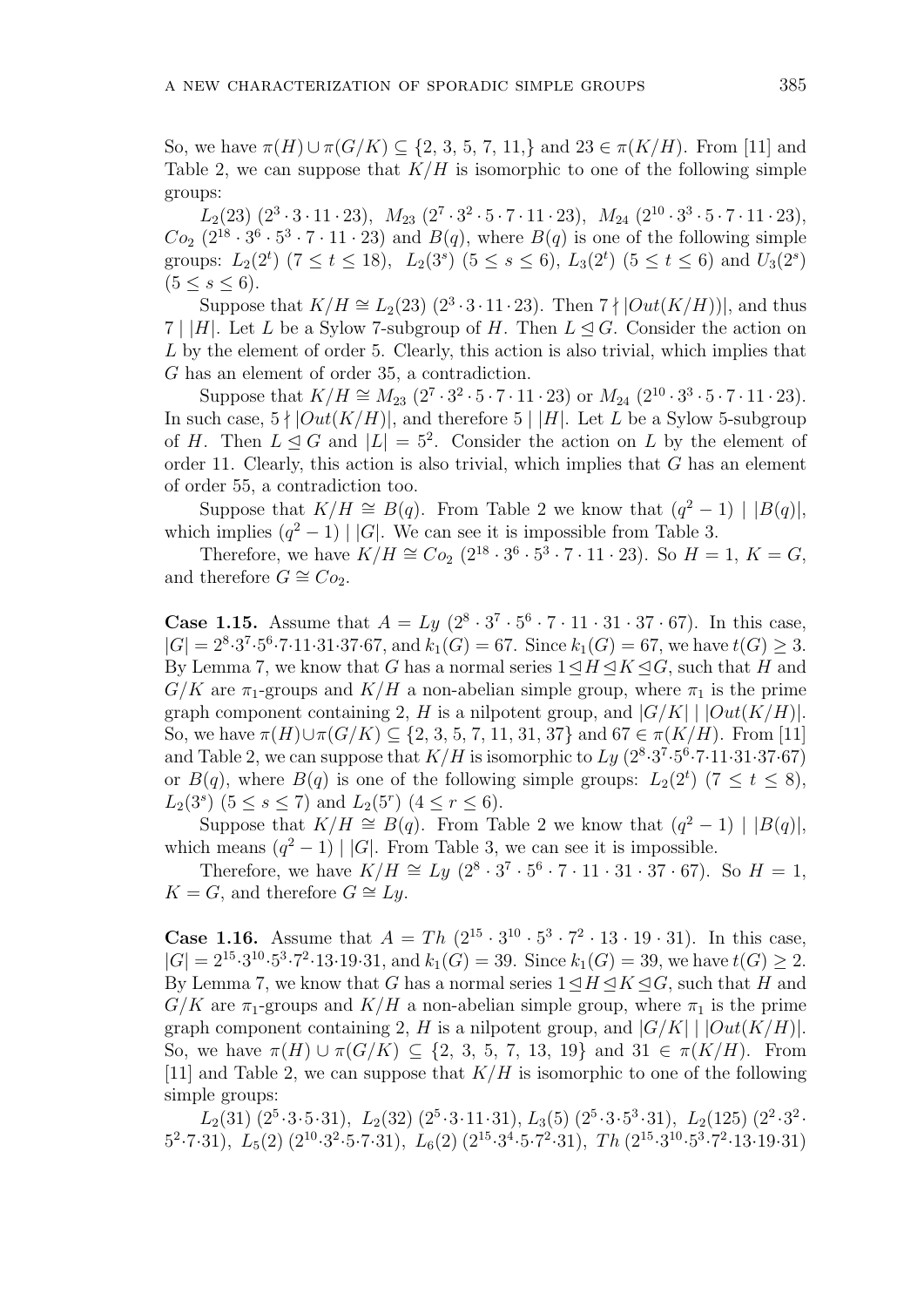So, we have $\pi(H) \cup \pi(G/K) \subseteq \{2, 3, 5, 7, 11,\}$ and $23 \in \pi(K/H)$. From [11] and Table 2, we can suppose that $K/H$ is isomorphic to one of the following simple groups:

$L_2(23)$ $(2^3 \cdot 3 \cdot 11 \cdot 23)$, $M_{23}$ $(2^7 \cdot 3^2 \cdot 5 \cdot 7 \cdot 11 \cdot 23)$, $M_{24}$ $(2^{10} \cdot 3^3 \cdot 5 \cdot 7 \cdot 11 \cdot 23)$, $Co_2$ $(2^{18} \cdot 3^6 \cdot 5^3 \cdot 7 \cdot 11 \cdot 23)$ and $B(q)$, where $B(q)$ is one of the following simple groups: $L_2(2^t)$ $(7 \leq t \leq 18)$, $L_2(3^s)$ $(5 \leq s \leq 6)$, $L_3(2^t)$ $(5 \leq t \leq 6)$ and $U_3(2^s)$ $(5 \leq s \leq 6)$.

Suppose that $K/H \cong L_2(23)$ $(2^3 \cdot 3 \cdot 11 \cdot 23)$. Then $7 \nmid |Out(K/H))|$, and thus $7 \mid |H|$. Let $L$ be a Sylow 7-subgroup of $H$. Then $L \trianglelefteq G$. Consider the action on $L$ by the element of order 5. Clearly, this action is also trivial, which implies that $G$ has an element of order 35, a contradiction.

Suppose that $K/H \cong M_{23}$ $(2^7 \cdot 3^2 \cdot 5 \cdot 7 \cdot 11 \cdot 23)$ or $M_{24}$ $(2^{10} \cdot 3^3 \cdot 5 \cdot 7 \cdot 11 \cdot 23)$. In such case, $5 \nmid |Out(K/H)|$, and therefore $5 \mid |H|$. Let $L$ be a Sylow 5-subgroup of $H$. Then $L \trianglelefteq G$ and $|L| = 5^2$. Consider the action on $L$ by the element of order 11. Clearly, this action is also trivial, which implies that $G$ has an element of order 55, a contradiction too.

Suppose that $K/H \cong B(q)$. From Table 2 we know that $(q^2 - 1) \mid |B(q)|$, which implies $(q^2 - 1) \mid |G|$. We can see it is impossible from Table 3.

Therefore, we have $K/H \cong Co_2$ $(2^{18} \cdot 3^6 \cdot 5^3 \cdot 7 \cdot 11 \cdot 23)$. So $H = 1$, $K = G$, and therefore $G \cong Co_2$.

**Case 1.15.** Assume that $A = Ly$ $(2^8 \cdot 3^7 \cdot 5^6 \cdot 7 \cdot 11 \cdot 31 \cdot 37 \cdot 67)$. In this case, $|G| = 2^8 \cdot 3^7 \cdot 5^6 \cdot 7 \cdot 11 \cdot 31 \cdot 37 \cdot 67$, and $k_1(G) = 67$. Since $k_1(G) = 67$, we have $t(G) \geq 3$. By Lemma 7, we know that $G$ has a normal series $1 \trianglelefteq H \trianglelefteq K \trianglelefteq G$, such that $H$ and $G/K$ are $\pi_1$-groups and $K/H$ a non-abelian simple group, where $\pi_1$ is the prime graph component containing 2, $H$ is a nilpotent group, and $|G/K| \mid |Out(K/H)|$. So, we have $\pi(H) \cup \pi(G/K) \subseteq \{2, 3, 5, 7, 11, 31, 37\}$ and $67 \in \pi(K/H)$. From [11] and Table 2, we can suppose that $K/H$ is isomorphic to $Ly$ $(2^8 \cdot 3^7 \cdot 5^6 \cdot 7 \cdot 11 \cdot 31 \cdot 37 \cdot 67)$ or $B(q)$, where $B(q)$ is one of the following simple groups: $L_2(2^t)$ $(7 \leq t \leq 8)$, $L_2(3^s)$ $(5 \leq s \leq 7)$ and $L_2(5^r)$ $(4 \leq r \leq 6)$.

Suppose that $K/H \cong B(q)$. From Table 2 we know that $(q^2 - 1) \mid |B(q)|$, which means $(q^2 - 1) \mid |G|$. From Table 3, we can see it is impossible.

Therefore, we have $K/H \cong Ly$ $(2^8 \cdot 3^7 \cdot 5^6 \cdot 7 \cdot 11 \cdot 31 \cdot 37 \cdot 67)$. So $H = 1$, $K = G$, and therefore $G \cong Ly$.

**Case 1.16.** Assume that $A = Th$ $(2^{15} \cdot 3^{10} \cdot 5^3 \cdot 7^2 \cdot 13 \cdot 19 \cdot 31)$. In this case, $|G| = 2^{15} \cdot 3^{10} \cdot 5^3 \cdot 7^2 \cdot 13 \cdot 19 \cdot 31$, and $k_1(G) = 39$. Since $k_1(G) = 39$, we have $t(G) \geq 2$. By Lemma 7, we know that $G$ has a normal series $1 \trianglelefteq H \trianglelefteq K \trianglelefteq G$, such that $H$ and $G/K$ are $\pi_1$-groups and $K/H$ a non-abelian simple group, where $\pi_1$ is the prime graph component containing 2, $H$ is a nilpotent group, and $|G/K| \mid |Out(K/H)|$. So, we have $\pi(H) \cup \pi(G/K) \subseteq \{2, 3, 5, 7, 13, 19\}$ and $31 \in \pi(K/H)$. From [11] and Table 2, we can suppose that $K/H$ is isomorphic to one of the following simple groups:

$L_2(31)$ $(2^5 \cdot 3 \cdot 5 \cdot 31)$, $L_2(32)$ $(2^5 \cdot 3 \cdot 11 \cdot 31)$, $L_3(5)$ $(2^5 \cdot 3 \cdot 5^3 \cdot 31)$, $L_2(125)$ $(2^2 \cdot 3^2 \cdot 5^2 \cdot 7 \cdot 31)$, $L_5(2)$ $(2^{10} \cdot 3^2 \cdot 5 \cdot 7 \cdot 31)$, $L_6(2)$ $(2^{15} \cdot 3^4 \cdot 5 \cdot 7^2 \cdot 31)$, $Th$ $(2^{15} \cdot 3^{10} \cdot 5^3 \cdot 7^2 \cdot 13 \cdot 19 \cdot 31)$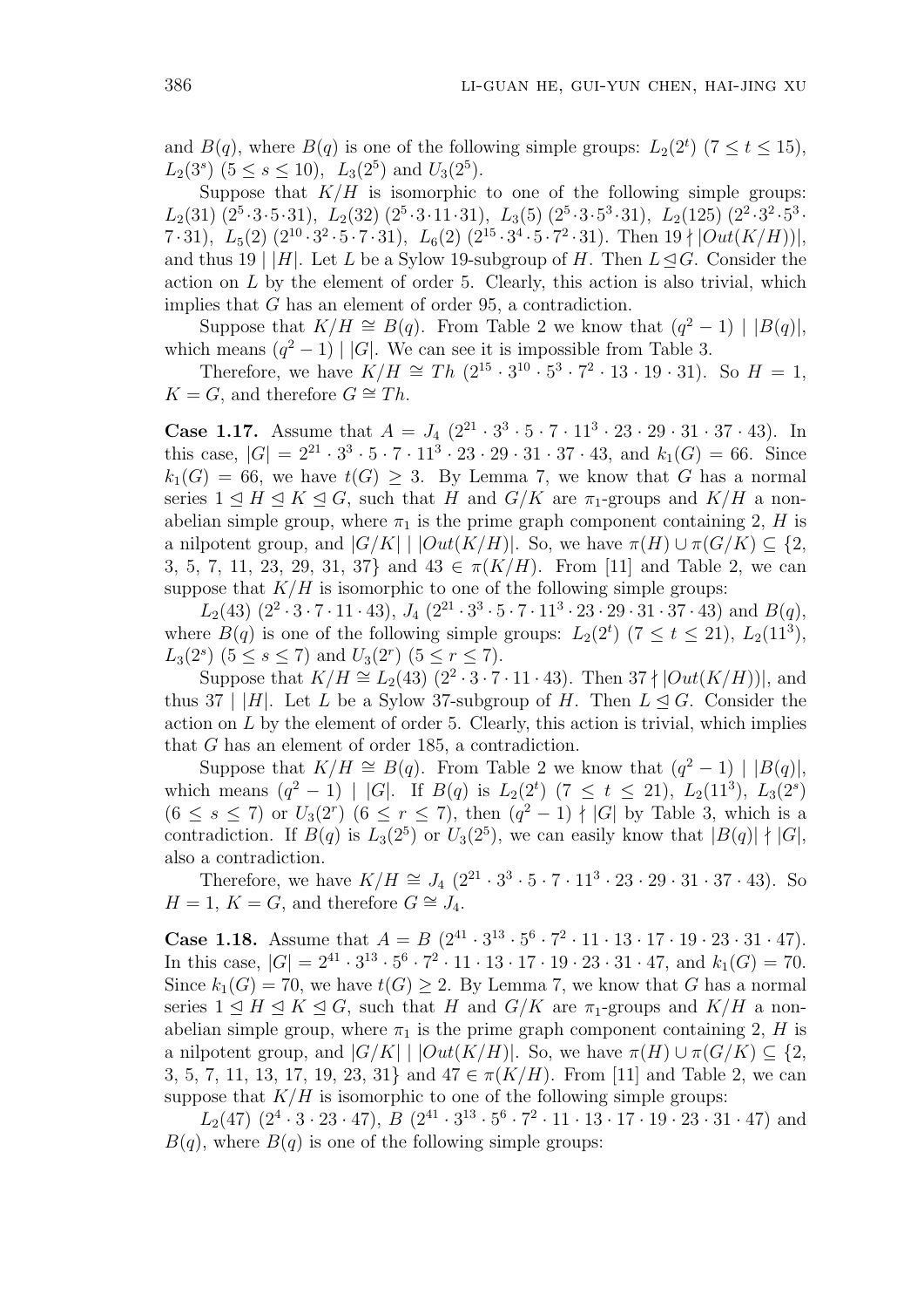and $B(q)$, where $B(q)$ is one of the following simple groups: $L_2(2^t)$ $(7 \le t \le 15)$, $L_2(3^s)$ $(5 \le s \le 10)$, $L_3(2^5)$ and $U_3(2^5)$.

Suppose that $K/H$ is isomorphic to one of the following simple groups: $L_2(31)$ $(2^5 \cdot 3 \cdot 5 \cdot 31)$, $L_2(32)$ $(2^5 \cdot 3 \cdot 11 \cdot 31)$, $L_3(5)$ $(2^5 \cdot 3 \cdot 5^3 \cdot 31)$, $L_2(125)$ $(2^2 \cdot 3^2 \cdot 5^3 \cdot 7 \cdot 31)$, $L_5(2)$ $(2^{10} \cdot 3^2 \cdot 5 \cdot 7 \cdot 31)$, $L_6(2)$ $(2^{15} \cdot 3^4 \cdot 5 \cdot 7^2 \cdot 31)$. Then $19 \nmid |Out(K/H))|$, and thus $19 \mid |H|$. Let $L$ be a Sylow 19-subgroup of $H$. Then $L \trianglelefteq G$. Consider the action on $L$ by the element of order 5. Clearly, this action is also trivial, which implies that $G$ has an element of order 95, a contradiction.

Suppose that $K/H \cong B(q)$. From Table 2 we know that $(q^2-1) \mid |B(q)|$, which means $(q^2-1) \mid |G|$. We can see it is impossible from Table 3.

Therefore, we have $K/H \cong Th$ $(2^{15} \cdot 3^{10} \cdot 5^3 \cdot 7^2 \cdot 13 \cdot 19 \cdot 31)$. So $H = 1$, $K = G$, and therefore $G \cong Th$.

**Case 1.17.** Assume that $A = J_4$ $(2^{21} \cdot 3^3 \cdot 5 \cdot 7 \cdot 11^3 \cdot 23 \cdot 29 \cdot 31 \cdot 37 \cdot 43)$. In this case, $|G| = 2^{21} \cdot 3^3 \cdot 5 \cdot 7 \cdot 11^3 \cdot 23 \cdot 29 \cdot 31 \cdot 37 \cdot 43$, and $k_1(G) = 66$. Since $k_1(G) = 66$, we have $t(G) \ge 3$. By Lemma 7, we know that $G$ has a normal series $1 \trianglelefteq H \trianglelefteq K \trianglelefteq G$, such that $H$ and $G/K$ are $\pi_1$-groups and $K/H$ a non-abelian simple group, where $\pi_1$ is the prime graph component containing 2, $H$ is a nilpotent group, and $|G/K| \mid |Out(K/H)|$. So, we have $\pi(H) \cup \pi(G/K) \subseteq \{2, 3, 5, 7, 11, 23, 29, 31, 37\}$ and $43 \in \pi(K/H)$. From [11] and Table 2, we can suppose that $K/H$ is isomorphic to one of the following simple groups:

$L_2(43)$ $(2^2 \cdot 3 \cdot 7 \cdot 11 \cdot 43)$, $J_4$ $(2^{21} \cdot 3^3 \cdot 5 \cdot 7 \cdot 11^3 \cdot 23 \cdot 29 \cdot 31 \cdot 37 \cdot 43)$ and $B(q)$, where $B(q)$ is one of the following simple groups: $L_2(2^t)$ $(7 \le t \le 21)$, $L_2(11^3)$, $L_3(2^s)$ $(5 \le s \le 7)$ and $U_3(2^r)$ $(5 \le r \le 7)$.

Suppose that $K/H \cong L_2(43)$ $(2^2 \cdot 3 \cdot 7 \cdot 11 \cdot 43)$. Then $37 \nmid |Out(K/H))|$, and thus $37 \mid |H|$. Let $L$ be a Sylow 37-subgroup of $H$. Then $L \trianglelefteq G$. Consider the action on $L$ by the element of order 5. Clearly, this action is trivial, which implies that $G$ has an element of order 185, a contradiction.

Suppose that $K/H \cong B(q)$. From Table 2 we know that $(q^2-1) \mid |B(q)|$, which means $(q^2-1) \mid |G|$. If $B(q)$ is $L_2(2^t)$ $(7 \le t \le 21)$, $L_2(11^3)$, $L_3(2^s)$ $(6 \le s \le 7)$ or $U_3(2^r)$ $(6 \le r \le 7)$, then $(q^2-1) \nmid |G|$ by Table 3, which is a contradiction. If $B(q)$ is $L_3(2^5)$ or $U_3(2^5)$, we can easily know that $|B(q)| \nmid |G|$, also a contradiction.

Therefore, we have $K/H \cong J_4$ $(2^{21} \cdot 3^3 \cdot 5 \cdot 7 \cdot 11^3 \cdot 23 \cdot 29 \cdot 31 \cdot 37 \cdot 43)$. So $H = 1$, $K = G$, and therefore $G \cong J_4$.

**Case 1.18.** Assume that $A = B$ $(2^{41} \cdot 3^{13} \cdot 5^6 \cdot 7^2 \cdot 11 \cdot 13 \cdot 17 \cdot 19 \cdot 23 \cdot 31 \cdot 47)$. In this case, $|G| = 2^{41} \cdot 3^{13} \cdot 5^6 \cdot 7^2 \cdot 11 \cdot 13 \cdot 17 \cdot 19 \cdot 23 \cdot 31 \cdot 47$, and $k_1(G) = 70$. Since $k_1(G) = 70$, we have $t(G) \ge 2$. By Lemma 7, we know that $G$ has a normal series $1 \trianglelefteq H \trianglelefteq K \trianglelefteq G$, such that $H$ and $G/K$ are $\pi_1$-groups and $K/H$ a non-abelian simple group, where $\pi_1$ is the prime graph component containing 2, $H$ is a nilpotent group, and $|G/K| \mid |Out(K/H)|$. So, we have $\pi(H) \cup \pi(G/K) \subseteq \{2, 3, 5, 7, 11, 13, 17, 19, 23, 31\}$ and $47 \in \pi(K/H)$. From [11] and Table 2, we can suppose that $K/H$ is isomorphic to one of the following simple groups:

$L_2(47)$ $(2^4 \cdot 3 \cdot 23 \cdot 47)$, $B$ $(2^{41} \cdot 3^{13} \cdot 5^6 \cdot 7^2 \cdot 11 \cdot 13 \cdot 17 \cdot 19 \cdot 23 \cdot 31 \cdot 47)$ and $B(q)$, where $B(q)$ is one of the following simple groups: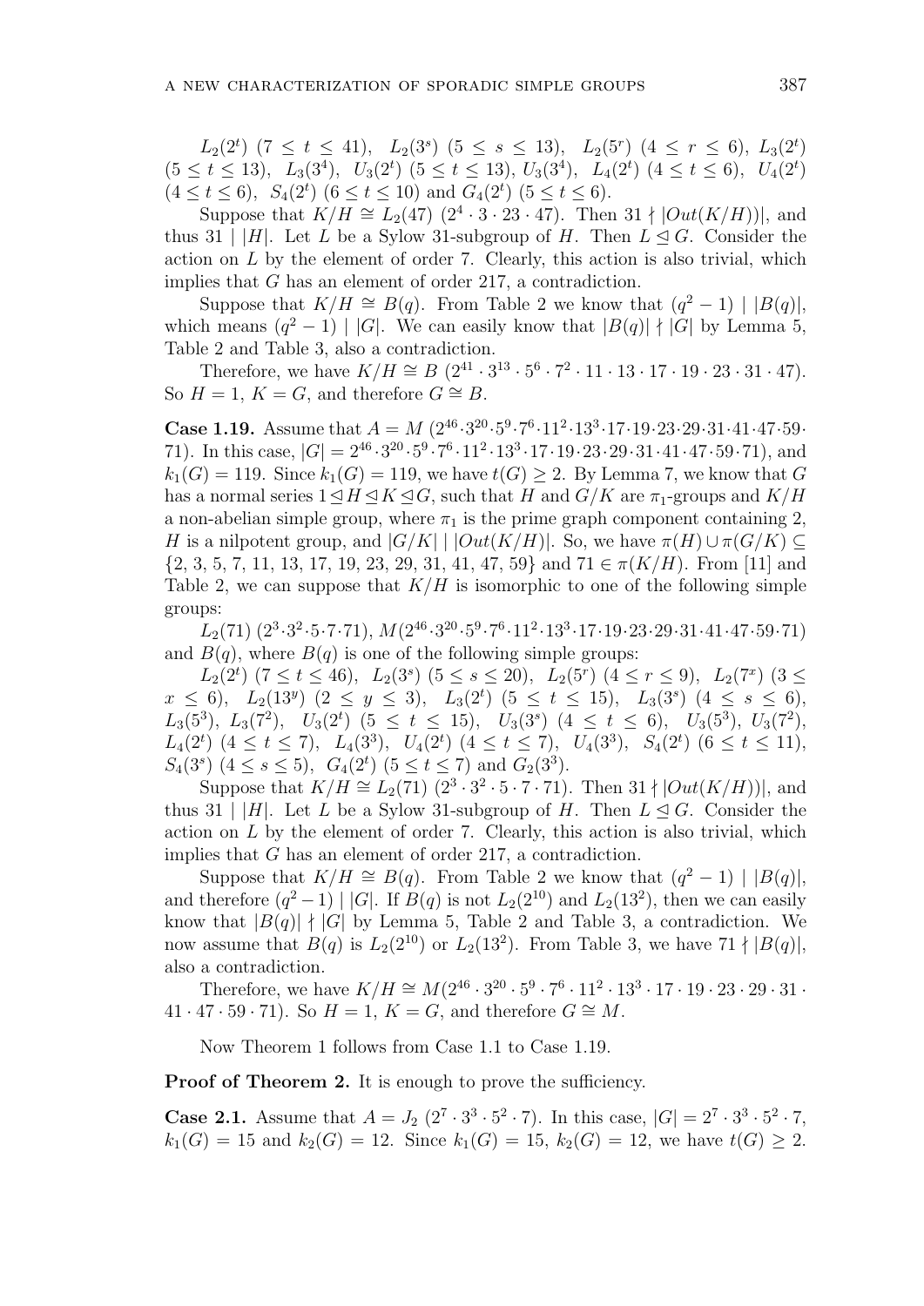$L_2(2^t)$ $(7 \leq t \leq 41)$, $L_2(3^s)$ $(5 \leq s \leq 13)$, $L_2(5^r)$ $(4 \leq r \leq 6)$, $L_3(2^t)$ $(5 \leq t \leq 13)$, $L_3(3^4)$, $U_3(2^t)$ $(5 \leq t \leq 13)$, $U_3(3^4)$, $L_4(2^t)$ $(4 \leq t \leq 6)$, $U_4(2^t)$ $(4 \leq t \leq 6)$, $S_4(2^t)$ $(6 \leq t \leq 10)$ and $G_4(2^t)$ $(5 \leq t \leq 6)$.

Suppose that $K/H \cong L_2(47)$ $(2^4 \cdot 3 \cdot 23 \cdot 47)$. Then $31 \nmid |Out(K/H))|$, and thus $31 \mid |H|$. Let $L$ be a Sylow 31-subgroup of $H$. Then $L \trianglelefteq G$. Consider the action on $L$ by the element of order 7. Clearly, this action is also trivial, which implies that $G$ has an element of order 217, a contradiction.

Suppose that $K/H \cong B(q)$. From Table 2 we know that $(q^2-1) \mid |B(q)|$, which means $(q^2-1) \mid |G|$. We can easily know that $|B(q)| \nmid |G|$ by Lemma 5, Table 2 and Table 3, also a contradiction.

Therefore, we have $K/H \cong B$ $(2^{41} \cdot 3^{13} \cdot 5^6 \cdot 7^2 \cdot 11 \cdot 13 \cdot 17 \cdot 19 \cdot 23 \cdot 31 \cdot 47)$. So $H = 1$, $K = G$, and therefore $G \cong B$.

**Case 1.19.** Assume that $A = M$ $(2^{46} \cdot 3^{20} \cdot 5^9 \cdot 7^6 \cdot 11^2 \cdot 13^3 \cdot 17 \cdot 19 \cdot 23 \cdot 29 \cdot 31 \cdot 41 \cdot 47 \cdot 59 \cdot 71)$. In this case, $|G| = 2^{46} \cdot 3^{20} \cdot 5^9 \cdot 7^6 \cdot 11^2 \cdot 13^3 \cdot 17 \cdot 19 \cdot 23 \cdot 29 \cdot 31 \cdot 41 \cdot 47 \cdot 59 \cdot 71)$, and $k_1(G) = 119$. Since $k_1(G) = 119$, we have $t(G) \geq 2$. By Lemma 7, we know that $G$ has a normal series $1 \trianglelefteq H \trianglelefteq K \trianglelefteq G$, such that $H$ and $G/K$ are $\pi_1$-groups and $K/H$ a non-abelian simple group, where $\pi_1$ is the prime graph component containing 2, $H$ is a nilpotent group, and $|G/K| \mid |Out(K/H)|$. So, we have $\pi(H) \cup \pi(G/K) \subseteq \{2, 3, 5, 7, 11, 13, 17, 19, 23, 29, 31, 41, 47, 59\}$ and $71 \in \pi(K/H)$. From [11] and Table 2, we can suppose that $K/H$ is isomorphic to one of the following simple groups:

$L_2(71)$ $(2^3 \cdot 3^2 \cdot 5 \cdot 7 \cdot 71)$, $M(2^{46} \cdot 3^{20} \cdot 5^9 \cdot 7^6 \cdot 11^2 \cdot 13^3 \cdot 17 \cdot 19 \cdot 23 \cdot 29 \cdot 31 \cdot 41 \cdot 47 \cdot 59 \cdot 71)$ and $B(q)$, where $B(q)$ is one of the following simple groups:

$L_2(2^t)$ $(7 \leq t \leq 46)$, $L_2(3^s)$ $(5 \leq s \leq 20)$, $L_2(5^r)$ $(4 \leq r \leq 9)$, $L_2(7^x)$ $(3 \leq x \leq 6)$, $L_2(13^y)$ $(2 \leq y \leq 3)$, $L_3(2^t)$ $(5 \leq t \leq 15)$, $L_3(3^s)$ $(4 \leq s \leq 6)$, $L_3(5^3)$, $L_3(7^2)$, $U_3(2^t)$ $(5 \leq t \leq 15)$, $U_3(3^s)$ $(4 \leq t \leq 6)$, $U_3(5^3)$, $U_3(7^2)$, $L_4(2^t)$ $(4 \leq t \leq 7)$, $L_4(3^3)$, $U_4(2^t)$ $(4 \leq t \leq 7)$, $U_4(3^3)$, $S_4(2^t)$ $(6 \leq t \leq 11)$, $S_4(3^s)$ $(4 \leq s \leq 5)$, $G_4(2^t)$ $(5 \leq t \leq 7)$ and $G_2(3^3)$.

Suppose that $K/H \cong L_2(71)$ $(2^3 \cdot 3^2 \cdot 5 \cdot 7 \cdot 71)$. Then $31 \nmid |Out(K/H))|$, and thus $31 \mid |H|$. Let $L$ be a Sylow 31-subgroup of $H$. Then $L \trianglelefteq G$. Consider the action on $L$ by the element of order 7. Clearly, this action is also trivial, which implies that $G$ has an element of order 217, a contradiction.

Suppose that $K/H \cong B(q)$. From Table 2 we know that $(q^2-1) \mid |B(q)|$, and therefore $(q^2-1) \mid |G|$. If $B(q)$ is not $L_2(2^{10})$ and $L_2(13^2)$, then we can easily know that $|B(q)| \nmid |G|$ by Lemma 5, Table 2 and Table 3, a contradiction. We now assume that $B(q)$ is $L_2(2^{10})$ or $L_2(13^2)$. From Table 3, we have $71 \nmid |B(q)|$, also a contradiction.

Therefore, we have $K/H \cong M(2^{46} \cdot 3^{20} \cdot 5^9 \cdot 7^6 \cdot 11^2 \cdot 13^3 \cdot 17 \cdot 19 \cdot 23 \cdot 29 \cdot 31 \cdot 41 \cdot 47 \cdot 59 \cdot 71)$. So $H = 1$, $K = G$, and therefore $G \cong M$.

Now Theorem 1 follows from Case 1.1 to Case 1.19.

**Proof of Theorem 2.** It is enough to prove the sufficiency.

**Case 2.1.** Assume that $A = J_2$ $(2^7 \cdot 3^3 \cdot 5^2 \cdot 7)$. In this case, $|G| = 2^7 \cdot 3^3 \cdot 5^2 \cdot 7$, $k_1(G) = 15$ and $k_2(G) = 12$. Since $k_1(G) = 15$, $k_2(G) = 12$, we have $t(G) \geq 2$.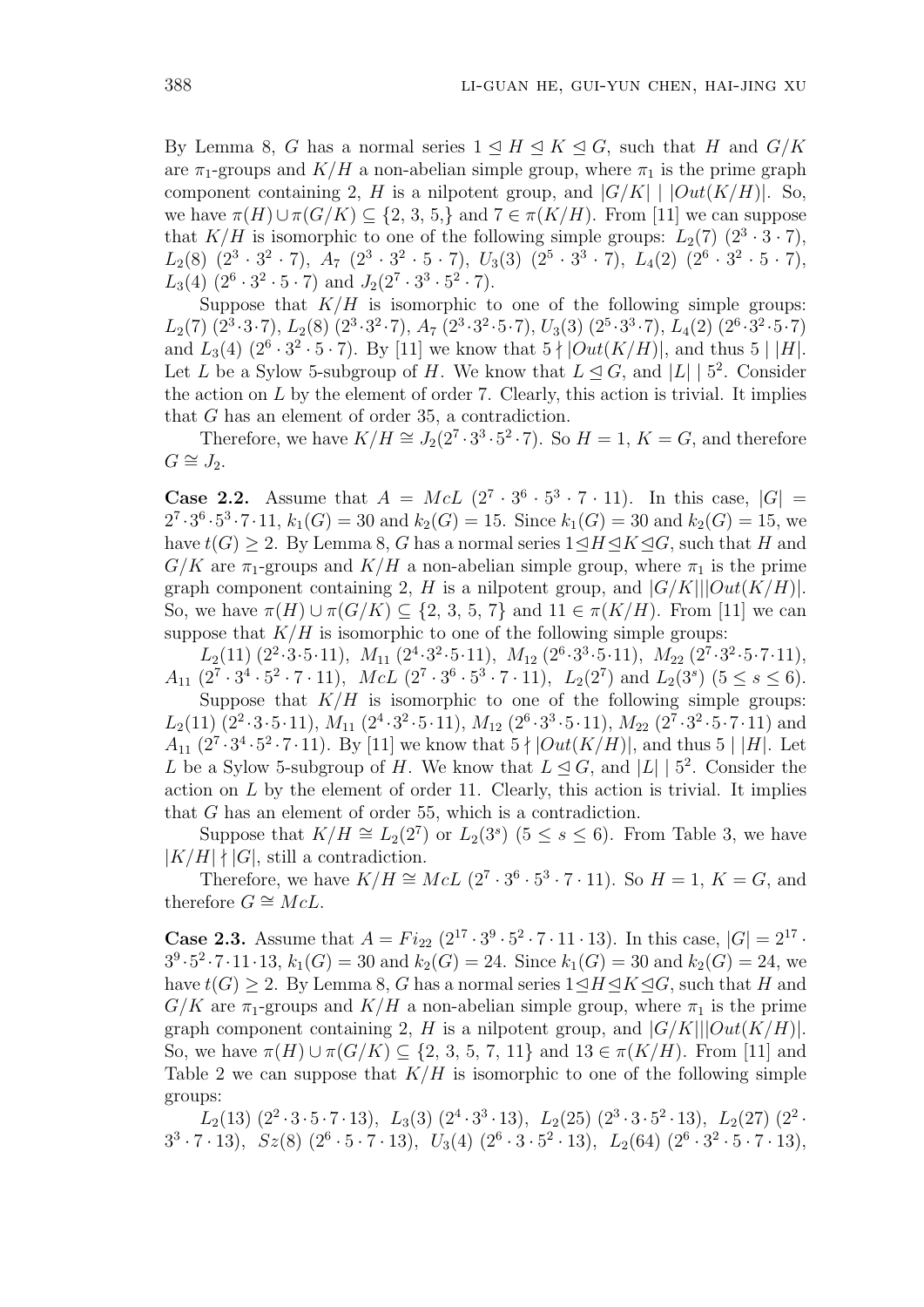By Lemma 8, $G$ has a normal series $1 \trianglelefteq H \trianglelefteq K \trianglelefteq G$, such that $H$ and $G/K$ are $\pi_1$-groups and $K/H$ a non-abelian simple group, where $\pi_1$ is the prime graph component containing 2, $H$ is a nilpotent group, and $|G/K| \mid |Out(K/H)|$. So, we have $\pi(H) \cup \pi(G/K) \subseteq \{2, 3, 5,\}$ and $7 \in \pi(K/H)$. From [11] we can suppose that $K/H$ is isomorphic to one of the following simple groups: $L_2(7)$ $(2^3 \cdot 3 \cdot 7)$, $L_2(8)$ $(2^3 \cdot 3^2 \cdot 7)$, $A_7$ $(2^3 \cdot 3^2 \cdot 5 \cdot 7)$, $U_3(3)$ $(2^5 \cdot 3^3 \cdot 7)$, $L_4(2)$ $(2^6 \cdot 3^2 \cdot 5 \cdot 7)$, $L_3(4)$ $(2^6 \cdot 3^2 \cdot 5 \cdot 7)$ and $J_2(2^7 \cdot 3^3 \cdot 5^2 \cdot 7)$.

Suppose that $K/H$ is isomorphic to one of the following simple groups: $L_2(7)$ $(2^3 \cdot 3 \cdot 7)$, $L_2(8)$ $(2^3 \cdot 3^2 \cdot 7)$, $A_7$ $(2^3 \cdot 3^2 \cdot 5 \cdot 7)$, $U_3(3)$ $(2^5 \cdot 3^3 \cdot 7)$, $L_4(2)$ $(2^6 \cdot 3^2 \cdot 5 \cdot 7)$ and $L_3(4)$ $(2^6 \cdot 3^2 \cdot 5 \cdot 7)$. By [11] we know that $5 \nmid |Out(K/H)|$, and thus $5 \mid |H|$. Let $L$ be a Sylow 5-subgroup of $H$. We know that $L \trianglelefteq G$, and $|L| \mid 5^2$. Consider the action on $L$ by the element of order 7. Clearly, this action is trivial. It implies that $G$ has an element of order 35, a contradiction.

Therefore, we have $K/H \cong J_2(2^7 \cdot 3^3 \cdot 5^2 \cdot 7)$. So $H = 1$, $K = G$, and therefore $G \cong J_2$.

**Case 2.2.** Assume that $A = McL$ $(2^7 \cdot 3^6 \cdot 5^3 \cdot 7 \cdot 11)$. In this case, $|G| = 2^7 \cdot 3^6 \cdot 5^3 \cdot 7 \cdot 11$, $k_1(G) = 30$ and $k_2(G) = 15$. Since $k_1(G) = 30$ and $k_2(G) = 15$, we have $t(G) \geq 2$. By Lemma 8, $G$ has a normal series $1 \trianglelefteq H \trianglelefteq K \trianglelefteq G$, such that $H$ and $G/K$ are $\pi_1$-groups and $K/H$ a non-abelian simple group, where $\pi_1$ is the prime graph component containing 2, $H$ is a nilpotent group, and $|G/K| \mid |Out(K/H)|$. So, we have $\pi(H) \cup \pi(G/K) \subseteq \{2, 3, 5, 7\}$ and $11 \in \pi(K/H)$. From [11] we can suppose that $K/H$ is isomorphic to one of the following simple groups:

$L_2(11)$ $(2^2 \cdot 3 \cdot 5 \cdot 11)$, $M_{11}$ $(2^4 \cdot 3^2 \cdot 5 \cdot 11)$, $M_{12}$ $(2^6 \cdot 3^3 \cdot 5 \cdot 11)$, $M_{22}$ $(2^7 \cdot 3^2 \cdot 5 \cdot 7 \cdot 11)$, $A_{11}$ $(2^7 \cdot 3^4 \cdot 5^2 \cdot 7 \cdot 11)$, $McL$ $(2^7 \cdot 3^6 \cdot 5^3 \cdot 7 \cdot 11)$, $L_2(2^7)$ and $L_2(3^s)$ $(5 \leq s \leq 6)$.

Suppose that $K/H$ is isomorphic to one of the following simple groups: $L_2(11)$ $(2^2 \cdot 3 \cdot 5 \cdot 11)$, $M_{11}$ $(2^4 \cdot 3^2 \cdot 5 \cdot 11)$, $M_{12}$ $(2^6 \cdot 3^3 \cdot 5 \cdot 11)$, $M_{22}$ $(2^7 \cdot 3^2 \cdot 5 \cdot 7 \cdot 11)$ and $A_{11}$ $(2^7 \cdot 3^4 \cdot 5^2 \cdot 7 \cdot 11)$. By [11] we know that $5 \nmid |Out(K/H)|$, and thus $5 \mid |H|$. Let $L$ be a Sylow 5-subgroup of $H$. We know that $L \trianglelefteq G$, and $|L| \mid 5^2$. Consider the action on $L$ by the element of order 11. Clearly, this action is trivial. It implies that $G$ has an element of order 55, which is a contradiction.

Suppose that $K/H \cong L_2(2^7)$ or $L_2(3^s)$ $(5 \leq s \leq 6)$. From Table 3, we have $|K/H| \nmid |G|$, still a contradiction.

Therefore, we have $K/H \cong McL$ $(2^7 \cdot 3^6 \cdot 5^3 \cdot 7 \cdot 11)$. So $H = 1$, $K = G$, and therefore $G \cong McL$.

**Case 2.3.** Assume that $A = Fi_{22}$ $(2^{17} \cdot 3^9 \cdot 5^2 \cdot 7 \cdot 11 \cdot 13)$. In this case, $|G| = 2^{17} \cdot 3^9 \cdot 5^2 \cdot 7 \cdot 11 \cdot 13$, $k_1(G) = 30$ and $k_2(G) = 24$. Since $k_1(G) = 30$ and $k_2(G) = 24$, we have $t(G) \geq 2$. By Lemma 8, $G$ has a normal series $1 \trianglelefteq H \trianglelefteq K \trianglelefteq G$, such that $H$ and $G/K$ are $\pi_1$-groups and $K/H$ a non-abelian simple group, where $\pi_1$ is the prime graph component containing 2, $H$ is a nilpotent group, and $|G/K| \mid |Out(K/H)|$. So, we have $\pi(H) \cup \pi(G/K) \subseteq \{2, 3, 5, 7, 11\}$ and $13 \in \pi(K/H)$. From [11] and Table 2 we can suppose that $K/H$ is isomorphic to one of the following simple groups:

$L_2(13)$ $(2^2 \cdot 3 \cdot 5 \cdot 7 \cdot 13)$, $L_3(3)$ $(2^4 \cdot 3^3 \cdot 13)$, $L_2(25)$ $(2^3 \cdot 3 \cdot 5^2 \cdot 13)$, $L_2(27)$ $(2^2 \cdot 3^3 \cdot 7 \cdot 13)$, $Sz(8)$ $(2^6 \cdot 5 \cdot 7 \cdot 13)$, $U_3(4)$ $(2^6 \cdot 3 \cdot 5^2 \cdot 13)$, $L_2(64)$ $(2^6 \cdot 3^2 \cdot 5 \cdot 7 \cdot 13)$,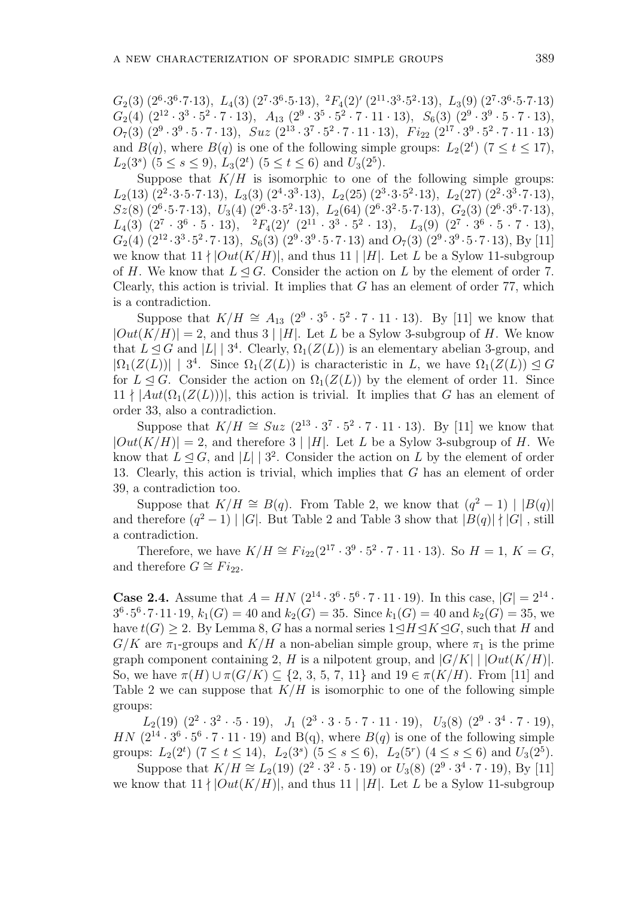$G_2(3)$ $(2^6{\cdot}3^6{\cdot}7{\cdot}13)$, $L_4(3)$ $(2^7{\cdot}3^6{\cdot}5{\cdot}13)$, ${}^2F_4(2)'$ $(2^{11}{\cdot}3^3{\cdot}5^2{\cdot}13)$, $L_3(9)$ $(2^7{\cdot}3^6{\cdot}5{\cdot}7{\cdot}13)$ $G_2(4)$ $(2^{12} \cdot 3^3 \cdot 5^2 \cdot 7 \cdot 13)$, $A_{13}$ $(2^9 \cdot 3^5 \cdot 5^2 \cdot 7 \cdot 11 \cdot 13)$, $S_6(3)$ $(2^9 \cdot 3^9 \cdot 5 \cdot 7 \cdot 13)$, $O_7(3)$ $(2^9 \cdot 3^9 \cdot 5 \cdot 7 \cdot 13)$, $Suz$ $(2^{13} \cdot 3^7 \cdot 5^2 \cdot 7 \cdot 11 \cdot 13)$, $Fi_{22}$ $(2^{17} \cdot 3^9 \cdot 5^2 \cdot 7 \cdot 11 \cdot 13)$ and $B(q)$, where $B(q)$ is one of the following simple groups: $L_2(2^t)$ $(7 \leq t \leq 17)$, $L_2(3^s)$ $(5 \leq s \leq 9)$, $L_3(2^t)$ $(5 \leq t \leq 6)$ and $U_3(2^5)$.

Suppose that $K/H$ is isomorphic to one of the following simple groups: $L_2(13)$ $(2^2{\cdot}3{\cdot}5{\cdot}7{\cdot}13)$, $L_3(3)$ $(2^4{\cdot}3^3{\cdot}13)$, $L_2(25)$ $(2^3{\cdot}3{\cdot}5^2{\cdot}13)$, $L_2(27)$ $(2^2{\cdot}3^3{\cdot}7{\cdot}13)$, $Sz(8)$ $(2^6{\cdot}5{\cdot}7{\cdot}13)$, $U_3(4)$ $(2^6{\cdot}3{\cdot}5^2{\cdot}13)$, $L_2(64)$ $(2^6{\cdot}3^2{\cdot}5{\cdot}7{\cdot}13)$, $G_2(3)$ $(2^6{\cdot}3^6{\cdot}7{\cdot}13)$, $L_4(3)$ $(2^7 \cdot 3^6 \cdot 5 \cdot 13)$, ${}^2F_4(2)'$ $(2^{11} \cdot 3^3 \cdot 5^2 \cdot 13)$, $L_3(9)$ $(2^7 \cdot 3^6 \cdot 5 \cdot 7 \cdot 13)$, $G_2(4)$ $(2^{12}{\cdot}3^3{\cdot}5^2{\cdot}7{\cdot}13)$, $S_6(3)$ $(2^9{\cdot}3^9{\cdot}5{\cdot}7{\cdot}13)$ and $O_7(3)$ $(2^9{\cdot}3^9{\cdot}5{\cdot}7{\cdot}13)$, By [11] we know that $11 \nmid |Out(K/H)|$, and thus $11 \mid |H|$. Let $L$ be a Sylow 11-subgroup of $H$. We know that $L \trianglelefteq G$. Consider the action on $L$ by the element of order 7. Clearly, this action is trivial. It implies that $G$ has an element of order 77, which is a contradiction.

Suppose that $K/H \cong A_{13}$ $(2^9 \cdot 3^5 \cdot 5^2 \cdot 7 \cdot 11 \cdot 13)$. By [11] we know that $|Out(K/H)| = 2$, and thus $3 \mid |H|$. Let $L$ be a Sylow 3-subgroup of $H$. We know that $L \trianglelefteq G$ and $|L| \mid 3^4$. Clearly, $\Omega_1(Z(L))$ is an elementary abelian 3-group, and $|\Omega_1(Z(L))| \mid 3^4$. Since $\Omega_1(Z(L))$ is characteristic in $L$, we have $\Omega_1(Z(L)) \trianglelefteq G$ for $L \trianglelefteq G$. Consider the action on $\Omega_1(Z(L))$ by the element of order 11. Since $11 \nmid |Aut(\Omega_1(Z(L)))|$, this action is trivial. It implies that $G$ has an element of order 33, also a contradiction.

Suppose that $K/H \cong Suz$ $(2^{13} \cdot 3^7 \cdot 5^2 \cdot 7 \cdot 11 \cdot 13)$. By [11] we know that $|Out(K/H)| = 2$, and therefore $3 \mid |H|$. Let $L$ be a Sylow 3-subgroup of $H$. We know that $L \trianglelefteq G$, and $|L| \mid 3^2$. Consider the action on $L$ by the element of order 13. Clearly, this action is trivial, which implies that $G$ has an element of order 39, a contradiction too.

Suppose that $K/H \cong B(q)$. From Table 2, we know that $(q^2 - 1) \mid |B(q)|$ and therefore $(q^2 - 1) \mid |G|$. But Table 2 and Table 3 show that $|B(q)| \nmid |G|$ , still a contradiction.

Therefore, we have $K/H \cong Fi_{22}(2^{17} \cdot 3^9 \cdot 5^2 \cdot 7 \cdot 11 \cdot 13)$. So $H = 1$, $K = G$, and therefore $G \cong Fi_{22}$.

**Case 2.4.** Assume that $A = HN$ $(2^{14} \cdot 3^6 \cdot 5^6 \cdot 7 \cdot 11 \cdot 19)$. In this case, $|G| = 2^{14} \cdot 3^6 \cdot 5^6 \cdot 7 \cdot 11 \cdot 19$, $k_1(G) = 40$ and $k_2(G) = 35$. Since $k_1(G) = 40$ and $k_2(G) = 35$, we have $t(G) \geq 2$. By Lemma 8, $G$ has a normal series $1 \trianglelefteq H \trianglelefteq K \trianglelefteq G$, such that $H$ and $G/K$ are $\pi_1$-groups and $K/H$ a non-abelian simple group, where $\pi_1$ is the prime graph component containing 2, $H$ is a nilpotent group, and $|G/K| \mid |Out(K/H)|$. So, we have $\pi(H) \cup \pi(G/K) \subseteq \{2, 3, 5, 7, 11\}$ and $19 \in \pi(K/H)$. From [11] and Table 2 we can suppose that $K/H$ is isomorphic to one of the following simple groups:

$L_2(19)$ $(2^2 \cdot 3^2 \cdot \cdot 5 \cdot 19)$, $J_1$ $(2^3 \cdot 3 \cdot 5 \cdot 7 \cdot 11 \cdot 19)$, $U_3(8)$ $(2^9 \cdot 3^4 \cdot 7 \cdot 19)$, $HN$ $(2^{14} \cdot 3^6 \cdot 5^6 \cdot 7 \cdot 11 \cdot 19)$ and B(q), where $B(q)$ is one of the following simple groups: $L_2(2^t)$ $(7 \leq t \leq 14)$, $L_2(3^s)$ $(5 \leq s \leq 6)$, $L_2(5^r)$ $(4 \leq s \leq 6)$ and $U_3(2^5)$.

Suppose that $K/H \cong L_2(19)$ $(2^2 \cdot 3^2 \cdot 5 \cdot 19)$ or $U_3(8)$ $(2^9 \cdot 3^4 \cdot 7 \cdot 19)$, By [11] we know that $11 \nmid |Out(K/H)|$, and thus $11 \mid |H|$. Let $L$ be a Sylow 11-subgroup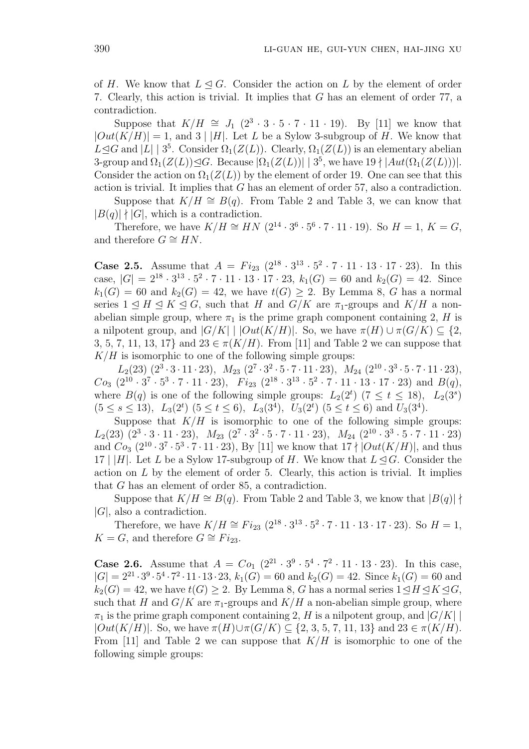of $H$. We know that $L \trianglelefteq G$. Consider the action on $L$ by the element of order 7. Clearly, this action is trivial. It implies that $G$ has an element of order 77, a contradiction.

Suppose that $K/H \cong J_1$ $(2^3 \cdot 3 \cdot 5 \cdot 7 \cdot 11 \cdot 19)$. By [11] we know that $|Out(K/H)| = 1$, and $3 \mid |H|$. Let $L$ be a Sylow 3-subgroup of $H$. We know that $L \trianglelefteq G$ and $|L| \mid 3^5$. Consider $\Omega_1(Z(L))$. Clearly, $\Omega_1(Z(L))$ is an elementary abelian 3-group and $\Omega_1(Z(L)) \trianglelefteq G$. Because $|\Omega_1(Z(L))| \mid 3^5$, we have $19 \nmid |Aut(\Omega_1(Z(L)))|$. Consider the action on $\Omega_1(Z(L))$ by the element of order 19. One can see that this action is trivial. It implies that $G$ has an element of order 57, also a contradiction.

Suppose that $K/H \cong B(q)$. From Table 2 and Table 3, we can know that $|B(q)| \nmid |G|$, which is a contradiction.

Therefore, we have $K/H \cong HN$ $(2^{14} \cdot 3^6 \cdot 5^6 \cdot 7 \cdot 11 \cdot 19)$. So $H = 1$, $K = G$, and therefore $G \cong HN$.

**Case 2.5.** Assume that $A = Fi_{23}$ $(2^{18} \cdot 3^{13} \cdot 5^2 \cdot 7 \cdot 11 \cdot 13 \cdot 17 \cdot 23)$. In this case, $|G| = 2^{18} \cdot 3^{13} \cdot 5^2 \cdot 7 \cdot 11 \cdot 13 \cdot 17 \cdot 23$, $k_1(G) = 60$ and $k_2(G) = 42$. Since $k_1(G) = 60$ and $k_2(G) = 42$, we have $t(G) \geq 2$. By Lemma 8, $G$ has a normal series $1 \trianglelefteq H \trianglelefteq K \trianglelefteq G$, such that $H$ and $G/K$ are $\pi_1$-groups and $K/H$ a non-abelian simple group, where $\pi_1$ is the prime graph component containing 2, $H$ is a nilpotent group, and $|G/K| \mid |Out(K/H)|$. So, we have $\pi(H) \cup \pi(G/K) \subseteq \{2, 3, 5, 7, 11, 13, 17\}$ and $23 \in \pi(K/H)$. From [11] and Table 2 we can suppose that $K/H$ is isomorphic to one of the following simple groups:

$L_2(23)$ $(2^3 \cdot 3 \cdot 11 \cdot 23)$, $M_{23}$ $(2^7 \cdot 3^2 \cdot 5 \cdot 7 \cdot 11 \cdot 23)$, $M_{24}$ $(2^{10} \cdot 3^3 \cdot 5 \cdot 7 \cdot 11 \cdot 23)$, $Co_3$ $(2^{10} \cdot 3^7 \cdot 5^3 \cdot 7 \cdot 11 \cdot 23)$, $Fi_{23}$ $(2^{18} \cdot 3^{13} \cdot 5^2 \cdot 7 \cdot 11 \cdot 13 \cdot 17 \cdot 23)$ and $B(q)$, where $B(q)$ is one of the following simple groups: $L_2(2^t)$ $(7 \leq t \leq 18)$, $L_2(3^s)$ $(5 \leq s \leq 13)$, $L_3(2^t)$ $(5 \leq t \leq 6)$, $L_3(3^4)$, $U_3(2^t)$ $(5 \leq t \leq 6)$ and $U_3(3^4)$.

Suppose that $K/H$ is isomorphic to one of the following simple groups: $L_2(23)$ $(2^3 \cdot 3 \cdot 11 \cdot 23)$, $M_{23}$ $(2^7 \cdot 3^2 \cdot 5 \cdot 7 \cdot 11 \cdot 23)$, $M_{24}$ $(2^{10} \cdot 3^3 \cdot 5 \cdot 7 \cdot 11 \cdot 23)$ and $Co_3$ $(2^{10} \cdot 3^7 \cdot 5^3 \cdot 7 \cdot 11 \cdot 23)$, By [11] we know that $17 \nmid |Out(K/H)|$, and thus $17 \mid |H|$. Let $L$ be a Sylow 17-subgroup of $H$. We know that $L \trianglelefteq G$. Consider the action on $L$ by the element of order 5. Clearly, this action is trivial. It implies that $G$ has an element of order 85, a contradiction.

Suppose that $K/H \cong B(q)$. From Table 2 and Table 3, we know that $|B(q)| \nmid |G|$, also a contradiction.

Therefore, we have $K/H \cong Fi_{23}$ $(2^{18} \cdot 3^{13} \cdot 5^2 \cdot 7 \cdot 11 \cdot 13 \cdot 17 \cdot 23)$. So $H = 1$, $K = G$, and therefore $G \cong Fi_{23}$.

**Case 2.6.** Assume that $A = Co_1$ $(2^{21} \cdot 3^9 \cdot 5^4 \cdot 7^2 \cdot 11 \cdot 13 \cdot 23)$. In this case, $|G| = 2^{21} \cdot 3^9 \cdot 5^4 \cdot 7^2 \cdot 11 \cdot 13 \cdot 23$, $k_1(G) = 60$ and $k_2(G) = 42$. Since $k_1(G) = 60$ and $k_2(G) = 42$, we have $t(G) \geq 2$. By Lemma 8, $G$ has a normal series $1 \trianglelefteq H \trianglelefteq K \trianglelefteq G$, such that $H$ and $G/K$ are $\pi_1$-groups and $K/H$ a non-abelian simple group, where $\pi_1$ is the prime graph component containing 2, $H$ is a nilpotent group, and $|G/K| \mid |Out(K/H)|$. So, we have $\pi(H) \cup \pi(G/K) \subseteq \{2, 3, 5, 7, 11, 13\}$ and $23 \in \pi(K/H)$. From [11] and Table 2 we can suppose that $K/H$ is isomorphic to one of the following simple groups: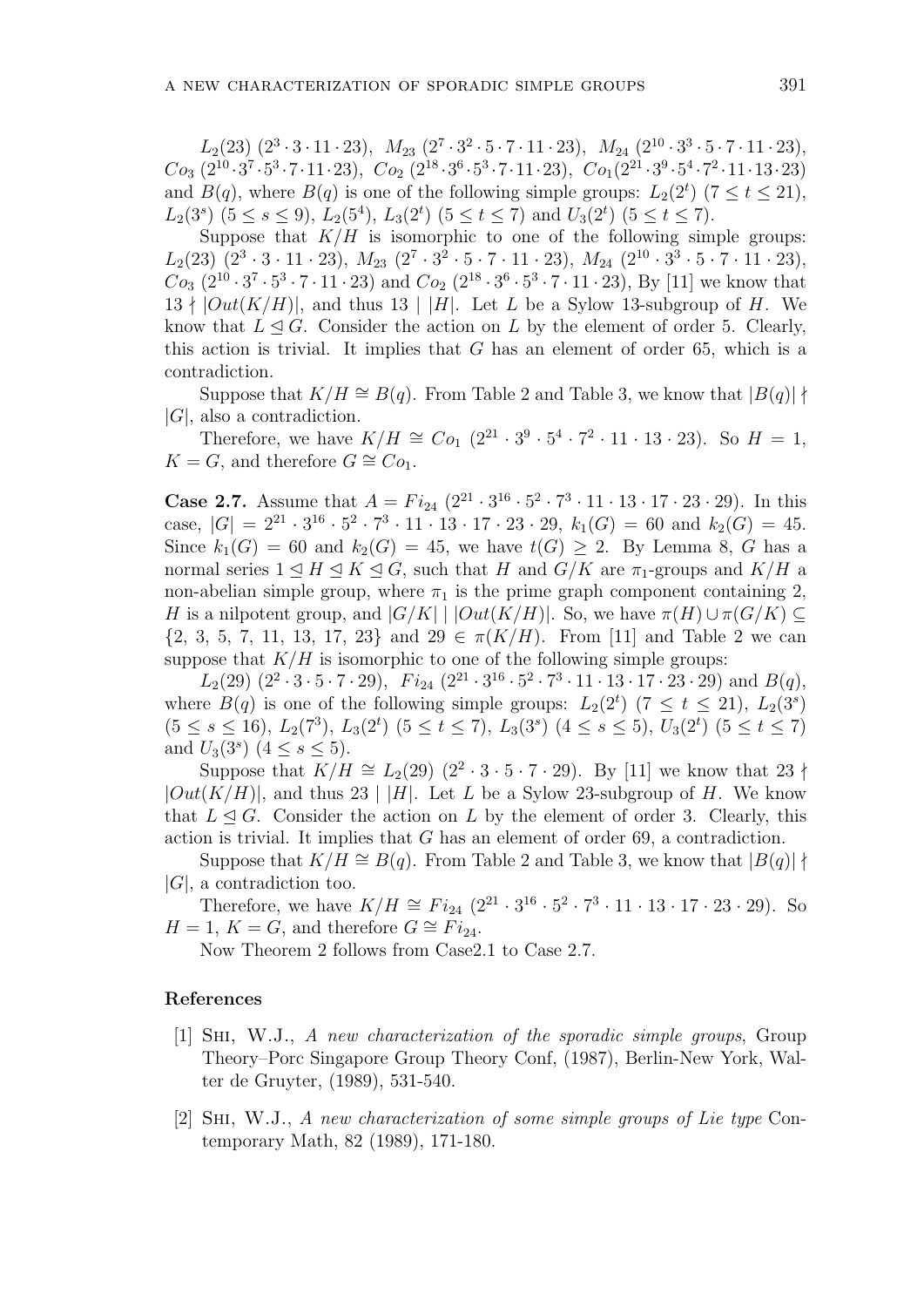$L_2(23)$ $(2^3 \cdot 3 \cdot 11 \cdot 23)$, $M_{23}$ $(2^7 \cdot 3^2 \cdot 5 \cdot 7 \cdot 11 \cdot 23)$, $M_{24}$ $(2^{10} \cdot 3^3 \cdot 5 \cdot 7 \cdot 11 \cdot 23)$, $Co_3$ $(2^{10} \cdot 3^7 \cdot 5^3 \cdot 7 \cdot 11 \cdot 23)$, $Co_2$ $(2^{18} \cdot 3^6 \cdot 5^3 \cdot 7 \cdot 11 \cdot 23)$, $Co_1(2^{21} \cdot 3^9 \cdot 5^4 \cdot 7^2 \cdot 11 \cdot 13 \cdot 23)$ and $B(q)$, where $B(q)$ is one of the following simple groups: $L_2(2^t)$ $(7 \leq t \leq 21)$, $L_2(3^s)$ $(5 \leq s \leq 9)$, $L_2(5^4)$, $L_3(2^t)$ $(5 \leq t \leq 7)$ and $U_3(2^t)$ $(5 \leq t \leq 7)$.

Suppose that $K/H$ is isomorphic to one of the following simple groups: $L_2(23)$ $(2^3 \cdot 3 \cdot 11 \cdot 23)$, $M_{23}$ $(2^7 \cdot 3^2 \cdot 5 \cdot 7 \cdot 11 \cdot 23)$, $M_{24}$ $(2^{10} \cdot 3^3 \cdot 5 \cdot 7 \cdot 11 \cdot 23)$, $Co_3$ $(2^{10} \cdot 3^7 \cdot 5^3 \cdot 7 \cdot 11 \cdot 23)$ and $Co_2$ $(2^{18} \cdot 3^6 \cdot 5^3 \cdot 7 \cdot 11 \cdot 23)$, By [11] we know that $13 \nmid |Out(K/H)|$, and thus $13 \mid |H|$. Let $L$ be a Sylow 13-subgroup of $H$. We know that $L \trianglelefteq G$. Consider the action on $L$ by the element of order 5. Clearly, this action is trivial. It implies that $G$ has an element of order 65, which is a contradiction.

Suppose that $K/H \cong B(q)$. From Table 2 and Table 3, we know that $|B(q)| \nmid |G|$, also a contradiction.

Therefore, we have $K/H \cong Co_1$ $(2^{21} \cdot 3^9 \cdot 5^4 \cdot 7^2 \cdot 11 \cdot 13 \cdot 23)$. So $H = 1$, $K = G$, and therefore $G \cong Co_1$.

**Case 2.7.** Assume that $A = Fi_{24}$ $(2^{21} \cdot 3^{16} \cdot 5^2 \cdot 7^3 \cdot 11 \cdot 13 \cdot 17 \cdot 23 \cdot 29)$. In this case, $|G| = 2^{21} \cdot 3^{16} \cdot 5^2 \cdot 7^3 \cdot 11 \cdot 13 \cdot 17 \cdot 23 \cdot 29$, $k_1(G) = 60$ and $k_2(G) = 45$. Since $k_1(G) = 60$ and $k_2(G) = 45$, we have $t(G) \geq 2$. By Lemma 8, $G$ has a normal series $1 \trianglelefteq H \trianglelefteq K \trianglelefteq G$, such that $H$ and $G/K$ are $\pi_1$-groups and $K/H$ a non-abelian simple group, where $\pi_1$ is the prime graph component containing 2, $H$ is a nilpotent group, and $|G/K| \mid |Out(K/H)|$. So, we have $\pi(H) \cup \pi(G/K) \subseteq \{2, 3, 5, 7, 11, 13, 17, 23\}$ and $29 \in \pi(K/H)$. From [11] and Table 2 we can suppose that $K/H$ is isomorphic to one of the following simple groups:

$L_2(29)$ $(2^2 \cdot 3 \cdot 5 \cdot 7 \cdot 29)$, $Fi_{24}$ $(2^{21} \cdot 3^{16} \cdot 5^2 \cdot 7^3 \cdot 11 \cdot 13 \cdot 17 \cdot 23 \cdot 29)$ and $B(q)$, where $B(q)$ is one of the following simple groups: $L_2(2^t)$ $(7 \leq t \leq 21)$, $L_2(3^s)$ $(5 \leq s \leq 16)$, $L_2(7^3)$, $L_3(2^t)$ $(5 \leq t \leq 7)$, $L_3(3^s)$ $(4 \leq s \leq 5)$, $U_3(2^t)$ $(5 \leq t \leq 7)$ and $U_3(3^s)$ $(4 \leq s \leq 5)$.

Suppose that $K/H \cong L_2(29)$ $(2^2 \cdot 3 \cdot 5 \cdot 7 \cdot 29)$. By [11] we know that $23 \nmid |Out(K/H)|$, and thus $23 \mid |H|$. Let $L$ be a Sylow 23-subgroup of $H$. We know that $L \trianglelefteq G$. Consider the action on $L$ by the element of order 3. Clearly, this action is trivial. It implies that $G$ has an element of order 69, a contradiction.

Suppose that $K/H \cong B(q)$. From Table 2 and Table 3, we know that $|B(q)| \nmid |G|$, a contradiction too.

Therefore, we have $K/H \cong Fi_{24}$ $(2^{21} \cdot 3^{16} \cdot 5^2 \cdot 7^3 \cdot 11 \cdot 13 \cdot 17 \cdot 23 \cdot 29)$. So $H = 1$, $K = G$, and therefore $G \cong Fi_{24}$.

Now Theorem 2 follows from Case2.1 to Case 2.7.

## References

[1] Shi, W.J., *A new characterization of the sporadic simple groups*, Group Theory–Porc Singapore Group Theory Conf, (1987), Berlin-New York, Walter de Gruyter, (1989), 531-540.

[2] Shi, W.J., *A new characterization of some simple groups of Lie type* Contemporary Math, 82 (1989), 171-180.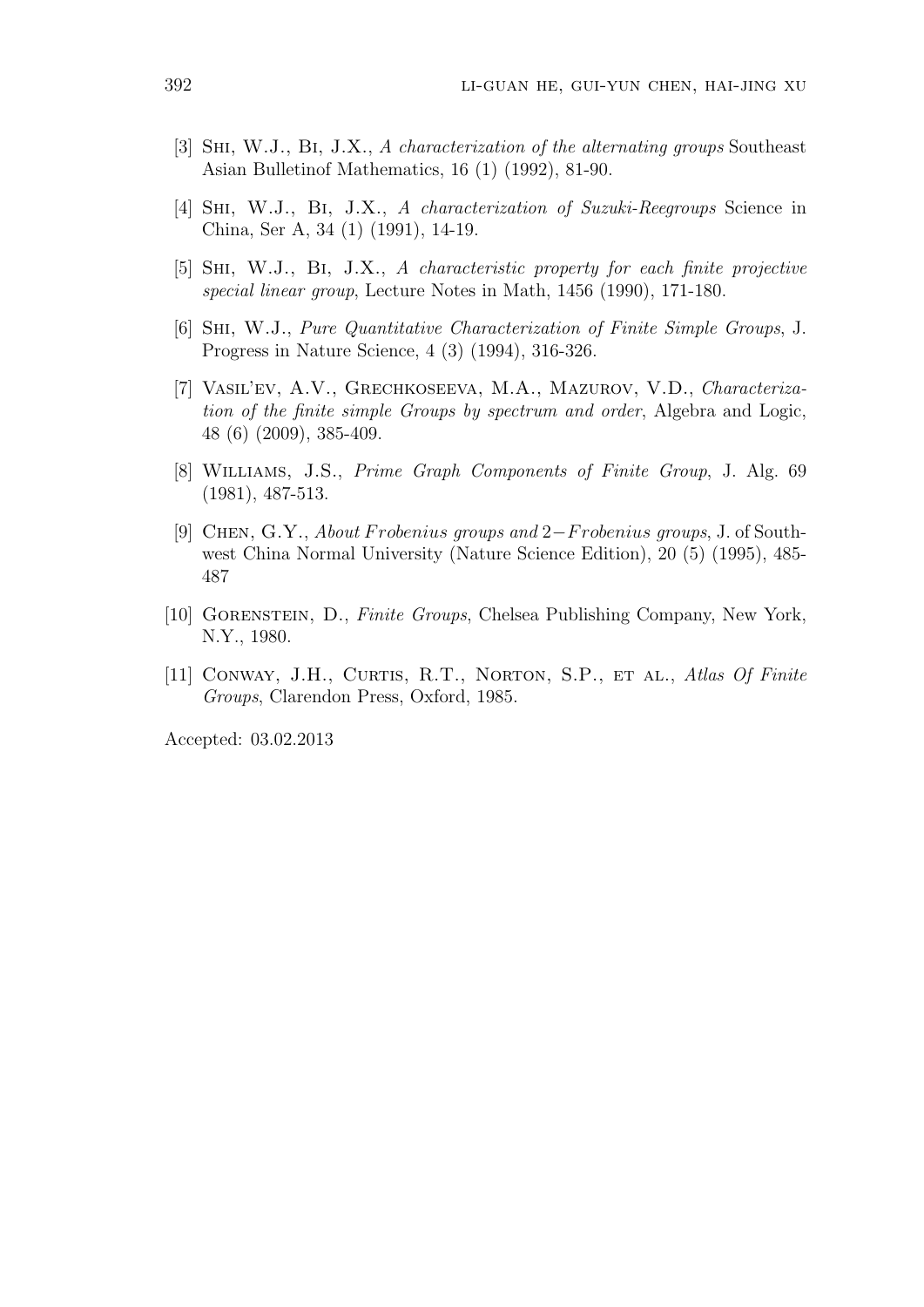[3] Shi, W.J., Bi, J.X., *A characterization of the alternating groups* Southeast Asian Bulletinof Mathematics, 16 (1) (1992), 81-90.

[4] Shi, W.J., Bi, J.X., *A characterization of Suzuki-Reegroups* Science in China, Ser A, 34 (1) (1991), 14-19.

[5] Shi, W.J., Bi, J.X., *A characteristic property for each finite projective special linear group*, Lecture Notes in Math, 1456 (1990), 171-180.

[6] Shi, W.J., *Pure Quantitative Characterization of Finite Simple Groups*, J. Progress in Nature Science, 4 (3) (1994), 316-326.

[7] Vasil'ev, A.V., Grechkoseeva, M.A., Mazurov, V.D., *Characterization of the finite simple Groups by spectrum and order*, Algebra and Logic, 48 (6) (2009), 385-409.

[8] Williams, J.S., *Prime Graph Components of Finite Group*, J. Alg. 69 (1981), 487-513.

[9] Chen, G.Y., *About Frobenius groups and 2−Frobenius groups*, J. of Southwest China Normal University (Nature Science Edition), 20 (5) (1995), 485-487

[10] Gorenstein, D., *Finite Groups*, Chelsea Publishing Company, New York, N.Y., 1980.

[11] Conway, J.H., Curtis, R.T., Norton, S.P., et al., *Atlas Of Finite Groups*, Clarendon Press, Oxford, 1985.

Accepted: 03.02.2013